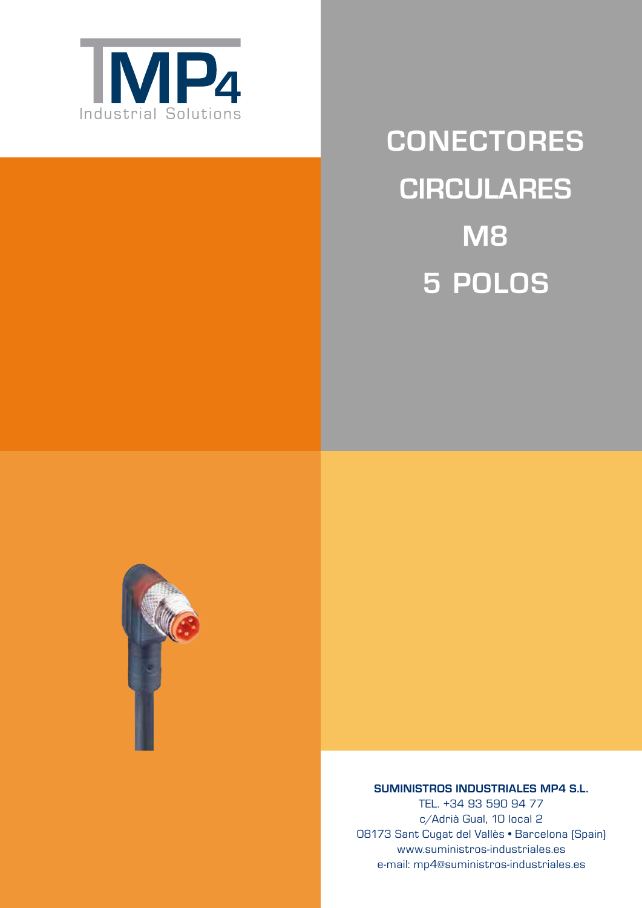MP4
Industrial Solutions

# CONECTORES CIRCULARES M8 5 POLOS

**SUMINISTROS INDUSTRIALES MP4 S.L.**
TEL. +34 93 590 94 77
c/Adrià Gual, 10 local 2
08173 Sant Cugat del Vallès • Barcelona (Spain)
www.suministros-industriales.es
e-mail: mp4@suministros-industriales.es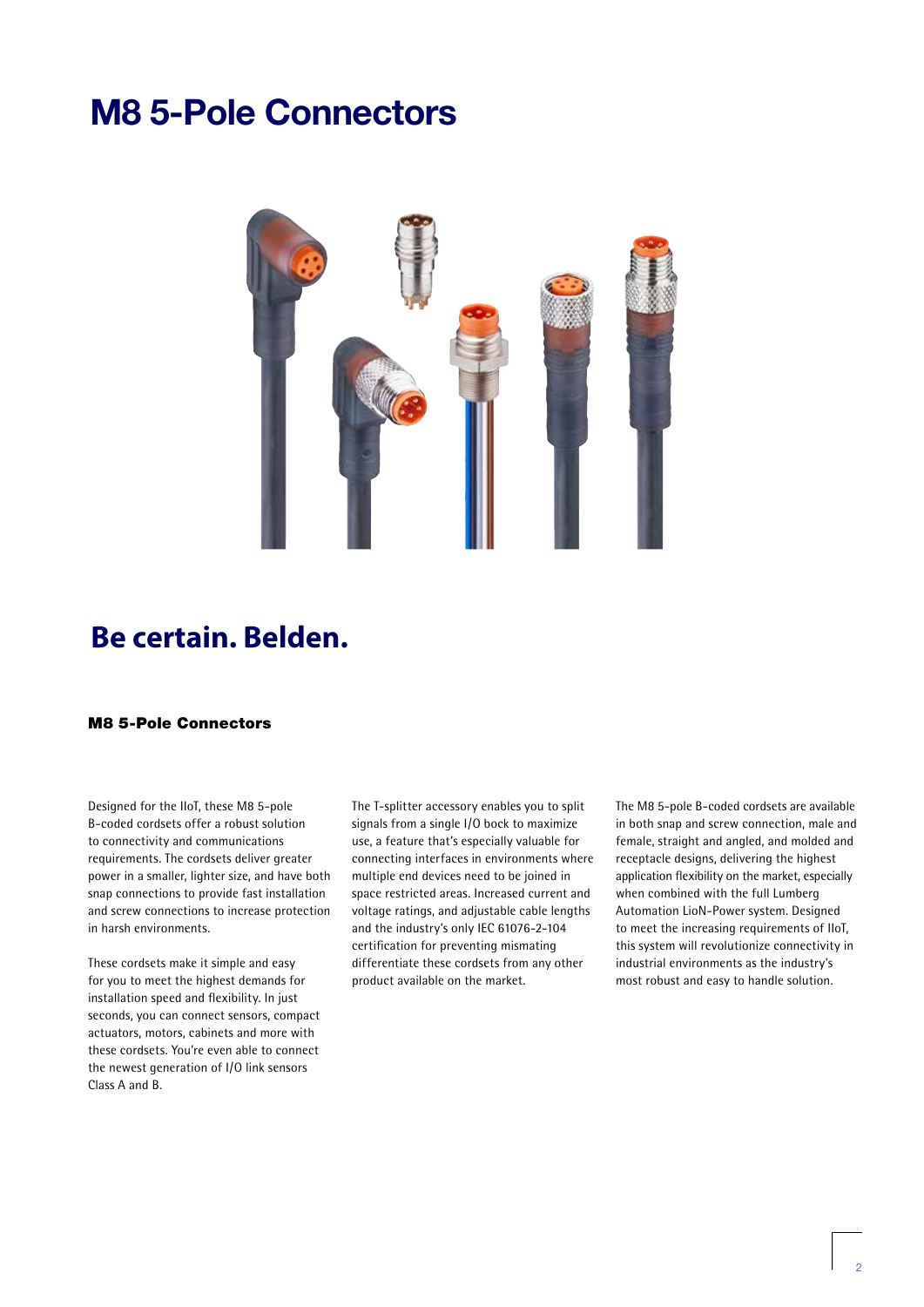# M8 5-Pole Connectors

## Be certain. Belden.

### M8 5-Pole Connectors

Designed for the IIoT, these M8 5-pole B-coded cordsets offer a robust solution to connectivity and communications requirements. The cordsets deliver greater power in a smaller, lighter size, and have both snap connections to provide fast installation and screw connections to increase protection in harsh environments.

These cordsets make it simple and easy for you to meet the highest demands for installation speed and flexibility. In just seconds, you can connect sensors, compact actuators, motors, cabinets and more with these cordsets. You're even able to connect the newest generation of I/O link sensors Class A and B.

The T-splitter accessory enables you to split signals from a single I/O bock to maximize use, a feature that's especially valuable for connecting interfaces in environments where multiple end devices need to be joined in space restricted areas. Increased current and voltage ratings, and adjustable cable lengths and the industry's only IEC 61076-2-104 certification for preventing mismating differentiate these cordsets from any other product available on the market.

The M8 5-pole B-coded cordsets are available in both snap and screw connection, male and female, straight and angled, and molded and receptacle designs, delivering the highest application flexibility on the market, especially when combined with the full Lumberg Automation LioN-Power system. Designed to meet the increasing requirements of IIoT, this system will revolutionize connectivity in industrial environments as the industry's most robust and easy to handle solution.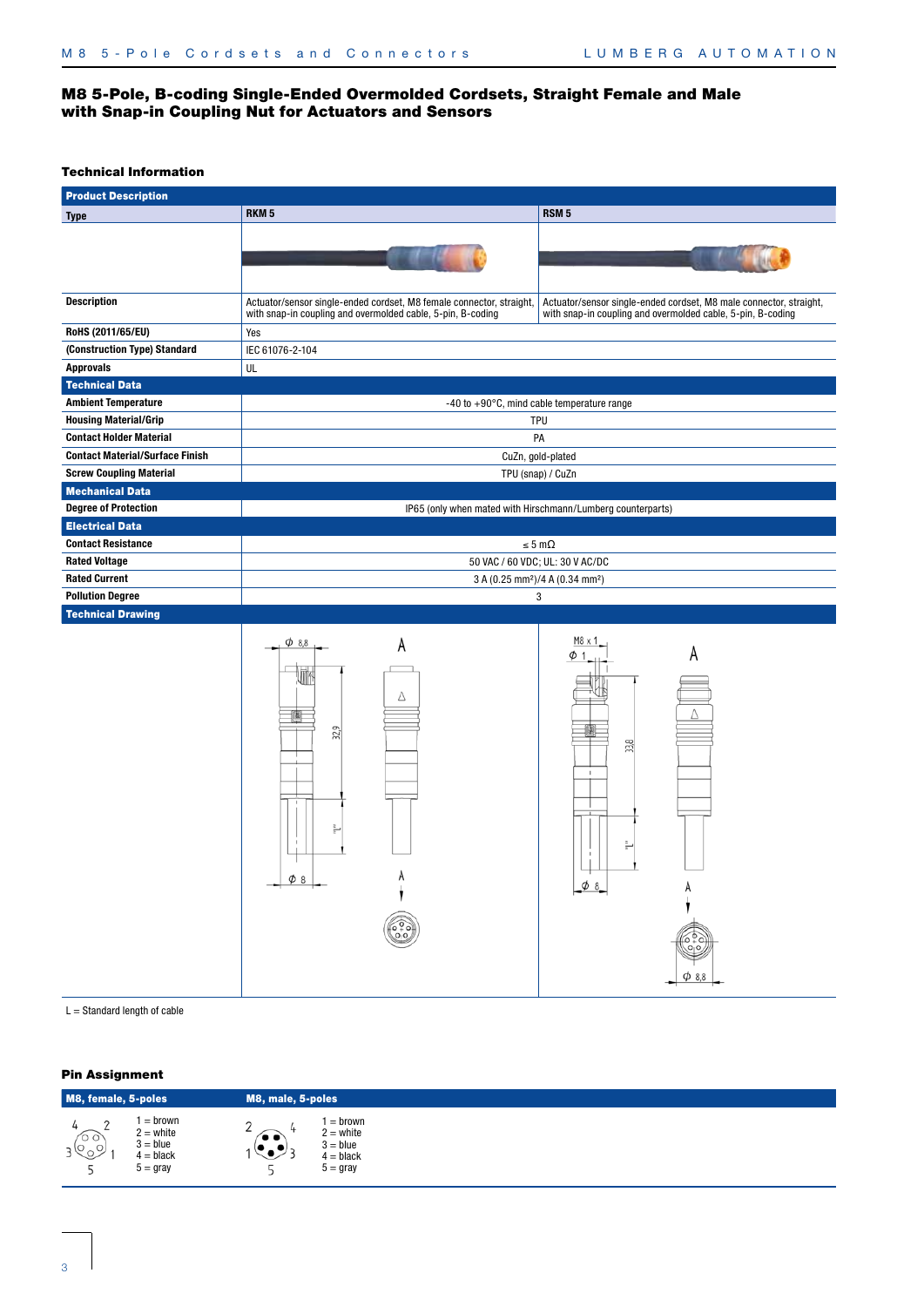# M8 5-Pole, B-coding Single-Ended Overmolded Cordsets, Straight Female and Male with Snap-in Coupling Nut for Actuators and Sensors

## Technical Information

| **Product Description** | | |
|---|---|---|
| **Type** | **RKM 5** | **RSM 5** |
| | | |
| **Description** | Actuator/sensor single-ended cordset, M8 female connector, straight, with snap-in coupling and overmolded cable, 5-pin, B-coding | Actuator/sensor single-ended cordset, M8 male connector, straight, with snap-in coupling and overmolded cable, 5-pin, B-coding |
| **RoHS (2011/65/EU)** | Yes | |
| **(Construction Type) Standard** | IEC 61076-2-104 | |
| **Approvals** | UL | |
| **Technical Data** | | |
| **Ambient Temperature** | -40 to +90°C, mind cable temperature range | |
| **Housing Material/Grip** | TPU | |
| **Contact Holder Material** | PA | |
| **Contact Material/Surface Finish** | CuZn, gold-plated | |
| **Screw Coupling Material** | TPU (snap) / CuZn | |
| **Mechanical Data** | | |
| **Degree of Protection** | IP65 (only when mated with Hirschmann/Lumberg counterparts) | |
| **Electrical Data** | | |
| **Contact Resistance** | ≤ 5 mΩ | |
| **Rated Voltage** | 50 VAC / 60 VDC; UL: 30 V AC/DC | |
| **Rated Current** | 3 A (0.25 mm²)/4 A (0.34 mm²) | |
| **Pollution Degree** | 3 | |
| **Technical Drawing** | | |
| | Ø 8,8; 32,9; "L"; Ø 8; A | M8 x 1; Ø 1; 33,8; "L"; Ø 8; A; Ø 8,8 |

L = Standard length of cable

## Pin Assignment

| M8, female, 5-poles | | M8, male, 5-poles | |
|---|---|---|---|
| 4 2 / 3 1 / 5 | 1 = brown<br>2 = white<br>3 = blue<br>4 = black<br>5 = gray | 2 4 / 1 3 / 5 | 1 = brown<br>2 = white<br>3 = blue<br>4 = black<br>5 = gray |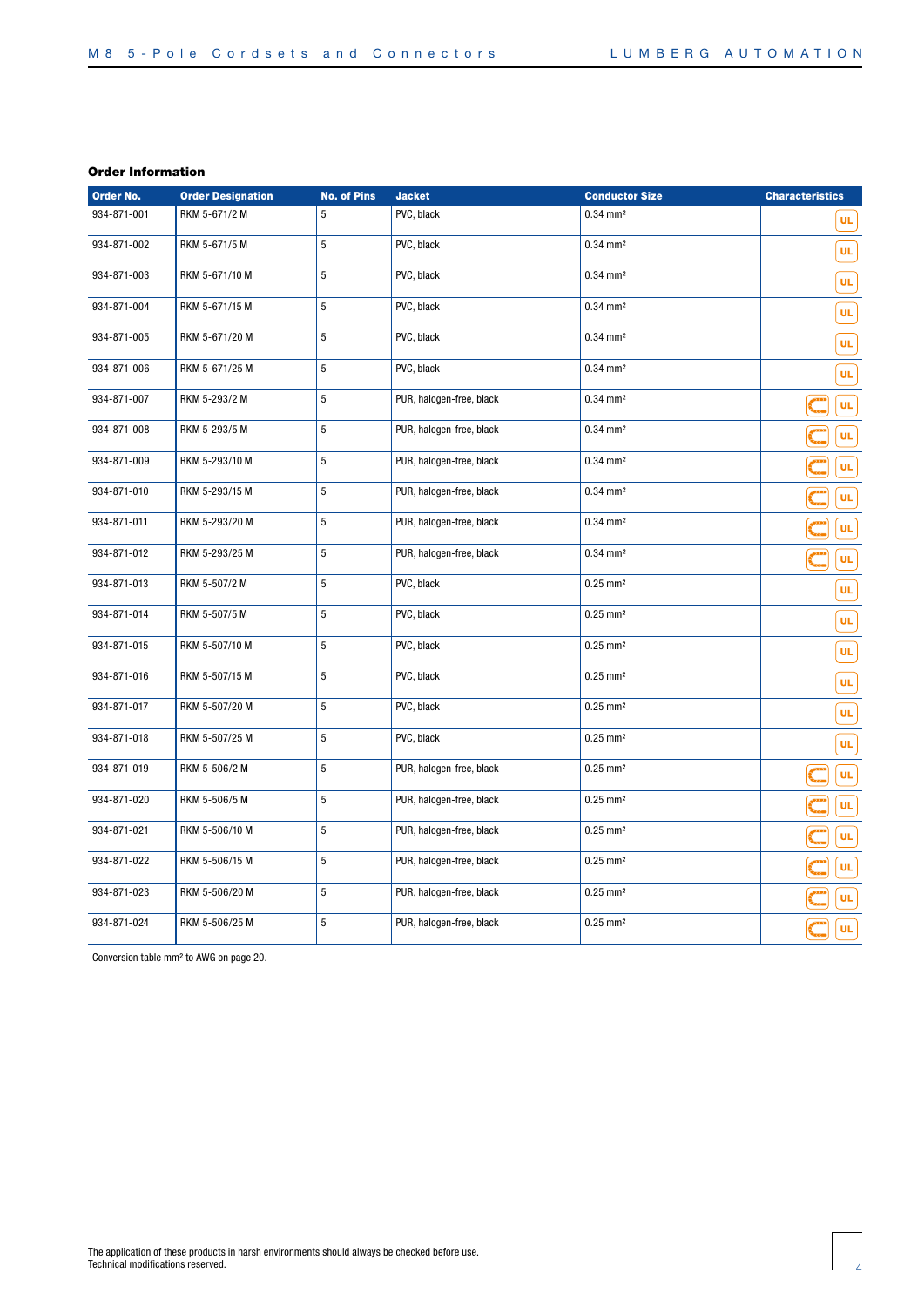### Order Information

| Order No. | Order Designation | No. of Pins | Jacket | Conductor Size | Characteristics |
|---|---|---|---|---|---|
| 934-871-001 | RKM 5-671/2 M | 5 | PVC, black | 0.34 mm² | UL |
| 934-871-002 | RKM 5-671/5 M | 5 | PVC, black | 0.34 mm² | UL |
| 934-871-003 | RKM 5-671/10 M | 5 | PVC, black | 0.34 mm² | UL |
| 934-871-004 | RKM 5-671/15 M | 5 | PVC, black | 0.34 mm² | UL |
| 934-871-005 | RKM 5-671/20 M | 5 | PVC, black | 0.34 mm² | UL |
| 934-871-006 | RKM 5-671/25 M | 5 | PVC, black | 0.34 mm² | UL |
| 934-871-007 | RKM 5-293/2 M | 5 | PUR, halogen-free, black | 0.34 mm² | UL |
| 934-871-008 | RKM 5-293/5 M | 5 | PUR, halogen-free, black | 0.34 mm² | UL |
| 934-871-009 | RKM 5-293/10 M | 5 | PUR, halogen-free, black | 0.34 mm² | UL |
| 934-871-010 | RKM 5-293/15 M | 5 | PUR, halogen-free, black | 0.34 mm² | UL |
| 934-871-011 | RKM 5-293/20 M | 5 | PUR, halogen-free, black | 0.34 mm² | UL |
| 934-871-012 | RKM 5-293/25 M | 5 | PUR, halogen-free, black | 0.34 mm² | UL |
| 934-871-013 | RKM 5-507/2 M | 5 | PVC, black | 0.25 mm² | UL |
| 934-871-014 | RKM 5-507/5 M | 5 | PVC, black | 0.25 mm² | UL |
| 934-871-015 | RKM 5-507/10 M | 5 | PVC, black | 0.25 mm² | UL |
| 934-871-016 | RKM 5-507/15 M | 5 | PVC, black | 0.25 mm² | UL |
| 934-871-017 | RKM 5-507/20 M | 5 | PVC, black | 0.25 mm² | UL |
| 934-871-018 | RKM 5-507/25 M | 5 | PVC, black | 0.25 mm² | UL |
| 934-871-019 | RKM 5-506/2 M | 5 | PUR, halogen-free, black | 0.25 mm² | UL |
| 934-871-020 | RKM 5-506/5 M | 5 | PUR, halogen-free, black | 0.25 mm² | UL |
| 934-871-021 | RKM 5-506/10 M | 5 | PUR, halogen-free, black | 0.25 mm² | UL |
| 934-871-022 | RKM 5-506/15 M | 5 | PUR, halogen-free, black | 0.25 mm² | UL |
| 934-871-023 | RKM 5-506/20 M | 5 | PUR, halogen-free, black | 0.25 mm² | UL |
| 934-871-024 | RKM 5-506/25 M | 5 | PUR, halogen-free, black | 0.25 mm² | UL |

Conversion table mm² to AWG on page 20.

The application of these products in harsh environments should always be checked before use.
Technical modifications reserved.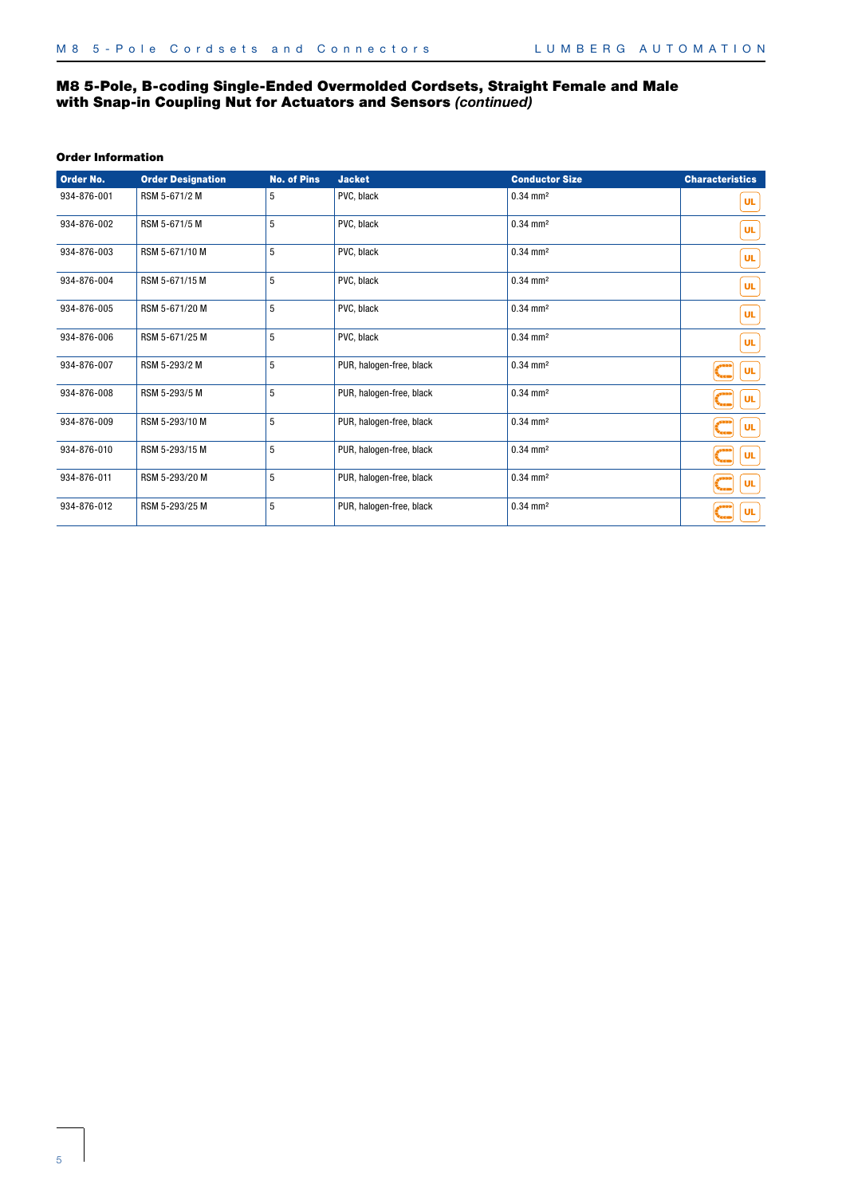## M8 5-Pole, B-coding Single-Ended Overmolded Cordsets, Straight Female and Male with Snap-in Coupling Nut for Actuators and Sensors *(continued)*

### Order Information

| Order No. | Order Designation | No. of Pins | Jacket | Conductor Size | Characteristics |
|---|---|---|---|---|---|
| 934-876-001 | RSM 5-671/2 M | 5 | PVC, black | 0.34 mm² | UL |
| 934-876-002 | RSM 5-671/5 M | 5 | PVC, black | 0.34 mm² | UL |
| 934-876-003 | RSM 5-671/10 M | 5 | PVC, black | 0.34 mm² | UL |
| 934-876-004 | RSM 5-671/15 M | 5 | PVC, black | 0.34 mm² | UL |
| 934-876-005 | RSM 5-671/20 M | 5 | PVC, black | 0.34 mm² | UL |
| 934-876-006 | RSM 5-671/25 M | 5 | PVC, black | 0.34 mm² | UL |
| 934-876-007 | RSM 5-293/2 M | 5 | PUR, halogen-free, black | 0.34 mm² | UL |
| 934-876-008 | RSM 5-293/5 M | 5 | PUR, halogen-free, black | 0.34 mm² | UL |
| 934-876-009 | RSM 5-293/10 M | 5 | PUR, halogen-free, black | 0.34 mm² | UL |
| 934-876-010 | RSM 5-293/15 M | 5 | PUR, halogen-free, black | 0.34 mm² | UL |
| 934-876-011 | RSM 5-293/20 M | 5 | PUR, halogen-free, black | 0.34 mm² | UL |
| 934-876-012 | RSM 5-293/25 M | 5 | PUR, halogen-free, black | 0.34 mm² | UL |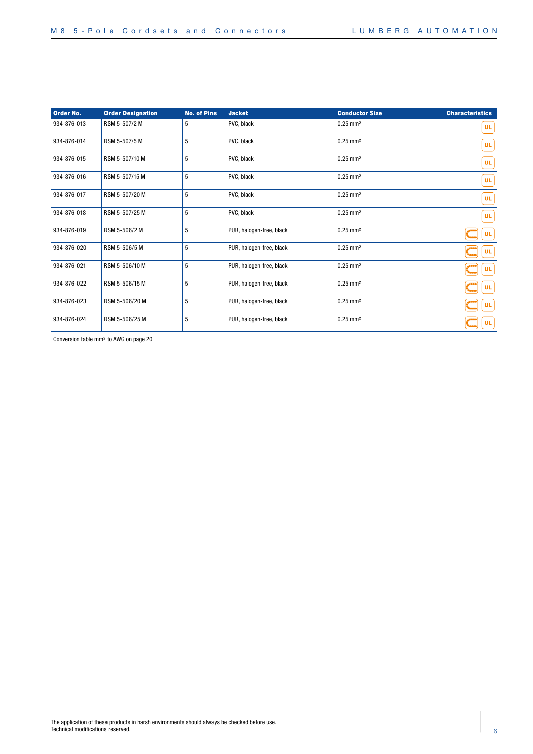| Order No. | Order Designation | No. of Pins | Jacket | Conductor Size | Characteristics |
|---|---|---|---|---|---|
| 934-876-013 | RSM 5-507/2 M | 5 | PVC, black | 0.25 mm² | UL |
| 934-876-014 | RSM 5-507/5 M | 5 | PVC, black | 0.25 mm² | UL |
| 934-876-015 | RSM 5-507/10 M | 5 | PVC, black | 0.25 mm² | UL |
| 934-876-016 | RSM 5-507/15 M | 5 | PVC, black | 0.25 mm² | UL |
| 934-876-017 | RSM 5-507/20 M | 5 | PVC, black | 0.25 mm² | UL |
| 934-876-018 | RSM 5-507/25 M | 5 | PVC, black | 0.25 mm² | UL |
| 934-876-019 | RSM 5-506/2 M | 5 | PUR, halogen-free, black | 0.25 mm² | UL |
| 934-876-020 | RSM 5-506/5 M | 5 | PUR, halogen-free, black | 0.25 mm² | UL |
| 934-876-021 | RSM 5-506/10 M | 5 | PUR, halogen-free, black | 0.25 mm² | UL |
| 934-876-022 | RSM 5-506/15 M | 5 | PUR, halogen-free, black | 0.25 mm² | UL |
| 934-876-023 | RSM 5-506/20 M | 5 | PUR, halogen-free, black | 0.25 mm² | UL |
| 934-876-024 | RSM 5-506/25 M | 5 | PUR, halogen-free, black | 0.25 mm² | UL |

Conversion table mm² to AWG on page 20

The application of these products in harsh environments should always be checked before use.
Technical modifications reserved.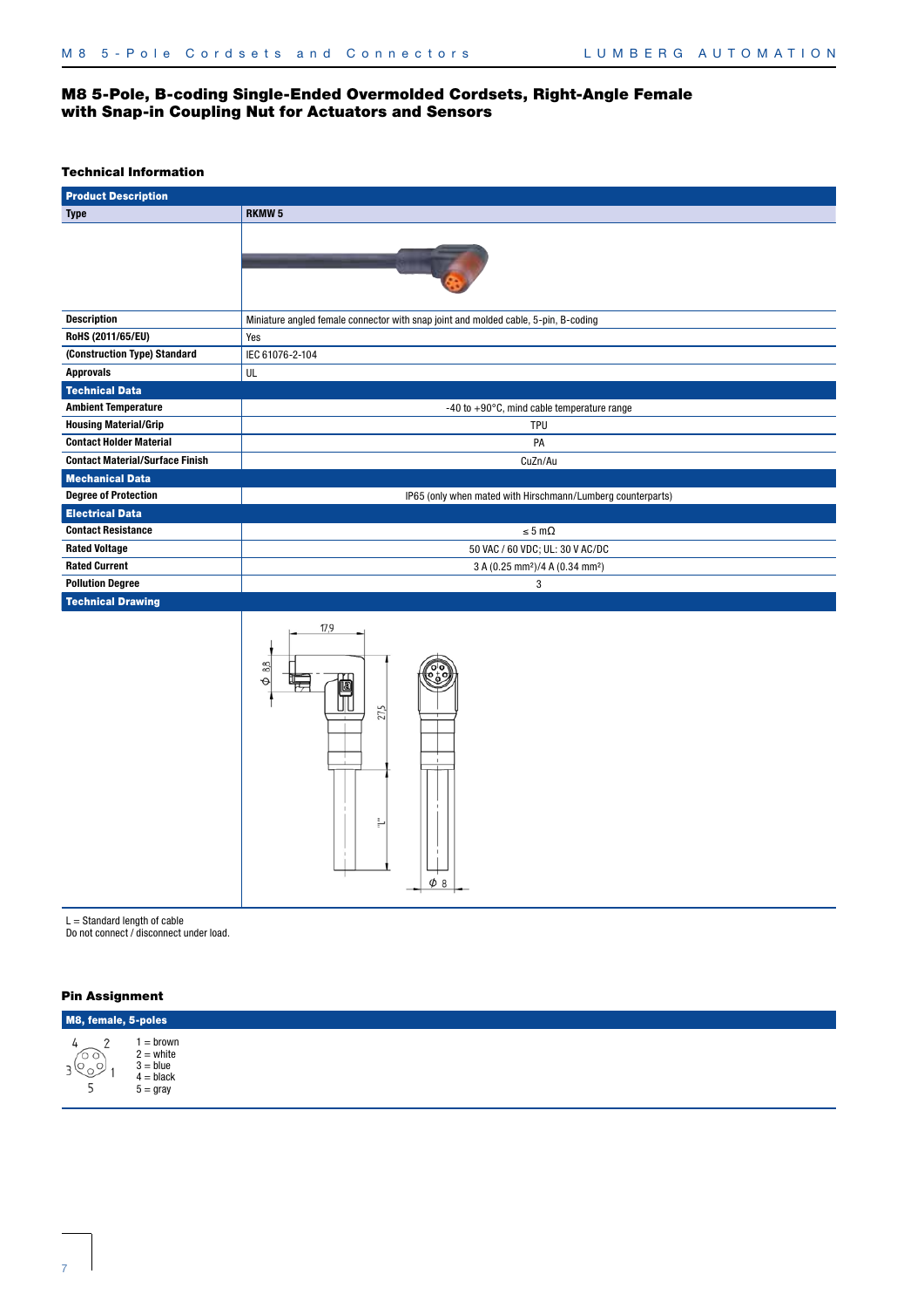# M8 5-Pole, B-coding Single-Ended Overmolded Cordsets, Right-Angle Female with Snap-in Coupling Nut for Actuators and Sensors

## Technical Information

| Product Description | |
|---|---|
| **Type** | **RKMW 5** |
| | |
| **Description** | Miniature angled female connector with snap joint and molded cable, 5-pin, B-coding |
| **RoHS (2011/65/EU)** | Yes |
| **(Construction Type) Standard** | IEC 61076-2-104 |
| **Approvals** | UL |
| **Technical Data** | |
| **Ambient Temperature** | -40 to +90°C, mind cable temperature range |
| **Housing Material/Grip** | TPU |
| **Contact Holder Material** | PA |
| **Contact Material/Surface Finish** | CuZn/Au |
| **Mechanical Data** | |
| **Degree of Protection** | IP65 (only when mated with Hirschmann/Lumberg counterparts) |
| **Electrical Data** | |
| **Contact Resistance** | ≤ 5 mΩ |
| **Rated Voltage** | 50 VAC / 60 VDC; UL: 30 V AC/DC |
| **Rated Current** | 3 A (0.25 mm²)/4 A (0.34 mm²) |
| **Pollution Degree** | 3 |
| **Technical Drawing** | |

L = Standard length of cable
Do not connect / disconnect under load.

## Pin Assignment

**M8, female, 5-poles**

1 = brown
2 = white
3 = blue
4 = black
5 = gray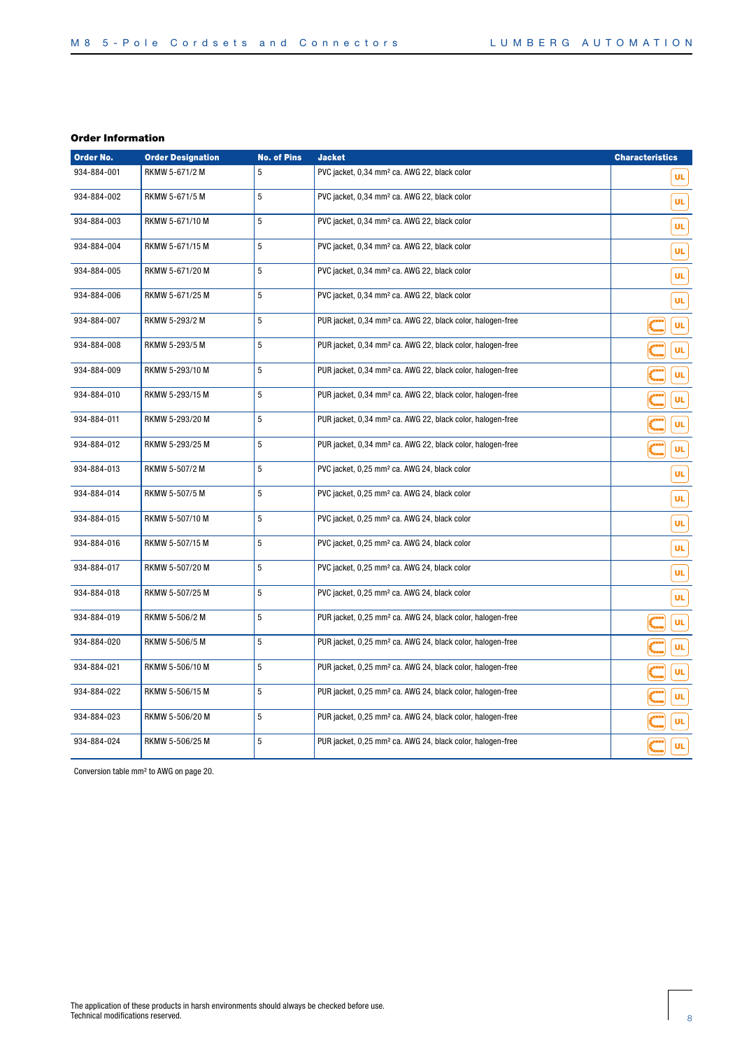### Order Information

| Order No. | Order Designation | No. of Pins | Jacket | Characteristics |
|---|---|---|---|---|
| 934-884-001 | RKMW 5-671/2 M | 5 | PVC jacket, 0,34 mm² ca. AWG 22, black color | UL |
| 934-884-002 | RKMW 5-671/5 M | 5 | PVC jacket, 0,34 mm² ca. AWG 22, black color | UL |
| 934-884-003 | RKMW 5-671/10 M | 5 | PVC jacket, 0,34 mm² ca. AWG 22, black color | UL |
| 934-884-004 | RKMW 5-671/15 M | 5 | PVC jacket, 0,34 mm² ca. AWG 22, black color | UL |
| 934-884-005 | RKMW 5-671/20 M | 5 | PVC jacket, 0,34 mm² ca. AWG 22, black color | UL |
| 934-884-006 | RKMW 5-671/25 M | 5 | PVC jacket, 0,34 mm² ca. AWG 22, black color | UL |
| 934-884-007 | RKMW 5-293/2 M | 5 | PUR jacket, 0,34 mm² ca. AWG 22, black color, halogen-free | UL |
| 934-884-008 | RKMW 5-293/5 M | 5 | PUR jacket, 0,34 mm² ca. AWG 22, black color, halogen-free | UL |
| 934-884-009 | RKMW 5-293/10 M | 5 | PUR jacket, 0,34 mm² ca. AWG 22, black color, halogen-free | UL |
| 934-884-010 | RKMW 5-293/15 M | 5 | PUR jacket, 0,34 mm² ca. AWG 22, black color, halogen-free | UL |
| 934-884-011 | RKMW 5-293/20 M | 5 | PUR jacket, 0,34 mm² ca. AWG 22, black color, halogen-free | UL |
| 934-884-012 | RKMW 5-293/25 M | 5 | PUR jacket, 0,34 mm² ca. AWG 22, black color, halogen-free | UL |
| 934-884-013 | RKMW 5-507/2 M | 5 | PVC jacket, 0,25 mm² ca. AWG 24, black color | UL |
| 934-884-014 | RKMW 5-507/5 M | 5 | PVC jacket, 0,25 mm² ca. AWG 24, black color | UL |
| 934-884-015 | RKMW 5-507/10 M | 5 | PVC jacket, 0,25 mm² ca. AWG 24, black color | UL |
| 934-884-016 | RKMW 5-507/15 M | 5 | PVC jacket, 0,25 mm² ca. AWG 24, black color | UL |
| 934-884-017 | RKMW 5-507/20 M | 5 | PVC jacket, 0,25 mm² ca. AWG 24, black color | UL |
| 934-884-018 | RKMW 5-507/25 M | 5 | PVC jacket, 0,25 mm² ca. AWG 24, black color | UL |
| 934-884-019 | RKMW 5-506/2 M | 5 | PUR jacket, 0,25 mm² ca. AWG 24, black color, halogen-free | UL |
| 934-884-020 | RKMW 5-506/5 M | 5 | PUR jacket, 0,25 mm² ca. AWG 24, black color, halogen-free | UL |
| 934-884-021 | RKMW 5-506/10 M | 5 | PUR jacket, 0,25 mm² ca. AWG 24, black color, halogen-free | UL |
| 934-884-022 | RKMW 5-506/15 M | 5 | PUR jacket, 0,25 mm² ca. AWG 24, black color, halogen-free | UL |
| 934-884-023 | RKMW 5-506/20 M | 5 | PUR jacket, 0,25 mm² ca. AWG 24, black color, halogen-free | UL |
| 934-884-024 | RKMW 5-506/25 M | 5 | PUR jacket, 0,25 mm² ca. AWG 24, black color, halogen-free | UL |

Conversion table mm² to AWG on page 20.

The application of these products in harsh environments should always be checked before use.
Technical modifications reserved.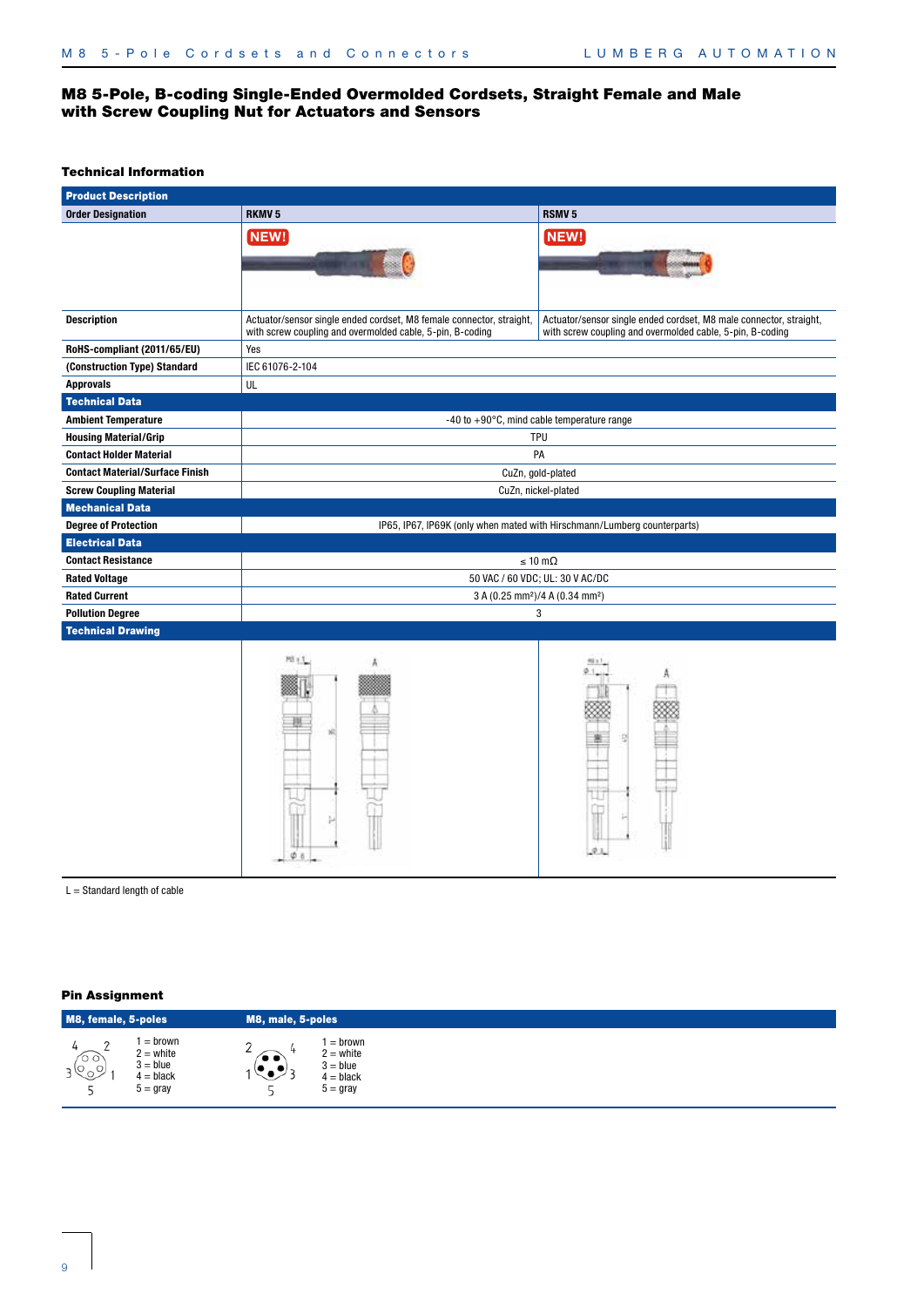# M8 5-Pole, B-coding Single-Ended Overmolded Cordsets, Straight Female and Male with Screw Coupling Nut for Actuators and Sensors

## Technical Information

| Product Description | | |
|---|---|---|
| **Order Designation** | **RKMV 5** | **RSMV 5** |
| | NEW! | NEW! |
| **Description** | Actuator/sensor single ended cordset, M8 female connector, straight, with screw coupling and overmolded cable, 5-pin, B-coding | Actuator/sensor single ended cordset, M8 male connector, straight, with screw coupling and overmolded cable, 5-pin, B-coding |
| **RoHS-compliant (2011/65/EU)** | Yes | |
| **(Construction Type) Standard** | IEC 61076-2-104 | |
| **Approvals** | UL | |
| **Technical Data** | | |
| **Ambient Temperature** | -40 to +90°C, mind cable temperature range | |
| **Housing Material/Grip** | TPU | |
| **Contact Holder Material** | PA | |
| **Contact Material/Surface Finish** | CuZn, gold-plated | |
| **Screw Coupling Material** | CuZn, nickel-plated | |
| **Mechanical Data** | | |
| **Degree of Protection** | IP65, IP67, IP69K (only when mated with Hirschmann/Lumberg counterparts) | |
| **Electrical Data** | | |
| **Contact Resistance** | ≤ 10 mΩ | |
| **Rated Voltage** | 50 VAC / 60 VDC; UL: 30 V AC/DC | |
| **Rated Current** | 3 A (0.25 mm²)/4 A (0.34 mm²) | |
| **Pollution Degree** | 3 | |
| **Technical Drawing** | | |

L = Standard length of cable

## Pin Assignment

| M8, female, 5-poles | M8, male, 5-poles |
|---|---|
| 1 = brown<br>2 = white<br>3 = blue<br>4 = black<br>5 = gray | 1 = brown<br>2 = white<br>3 = blue<br>4 = black<br>5 = gray |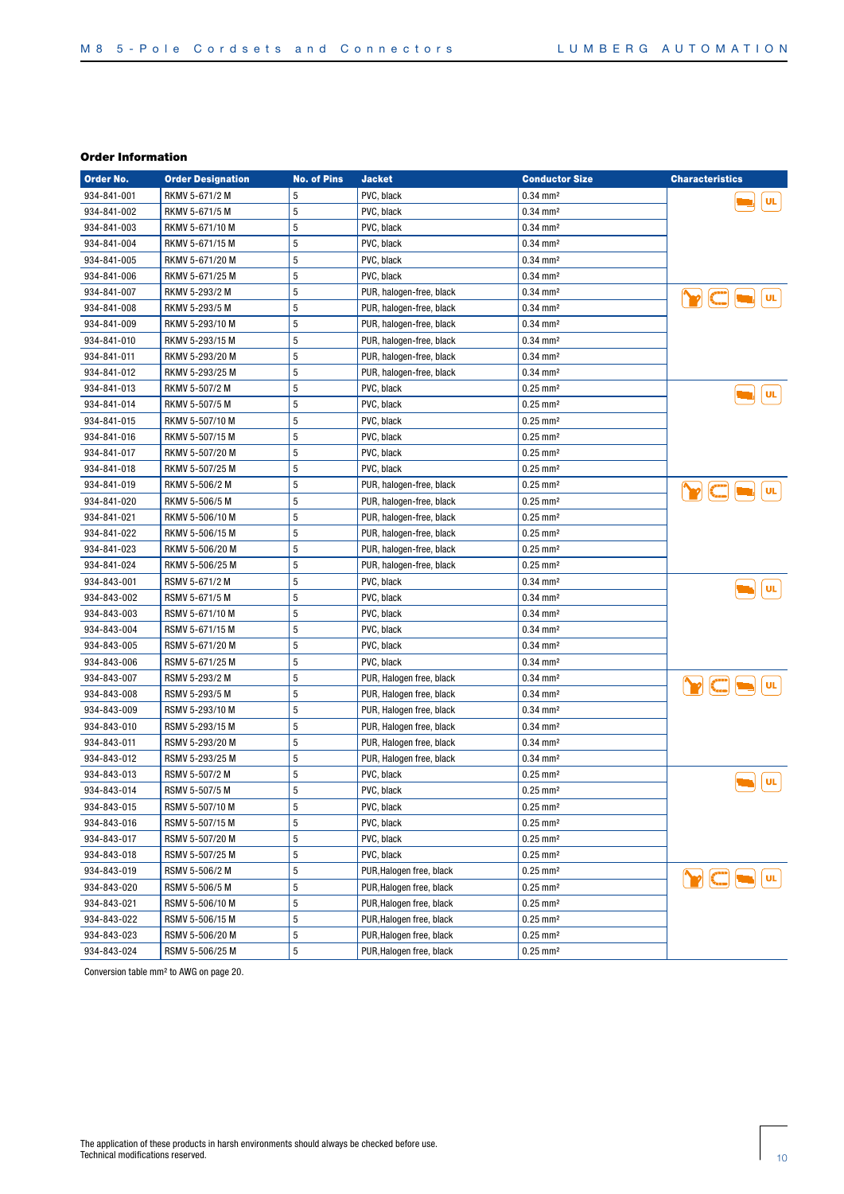## Order Information

| Order No. | Order Designation | No. of Pins | Jacket | Conductor Size | Characteristics |
|---|---|---|---|---|---|
| 934-841-001 | RKMV 5-671/2 M | 5 | PVC, black | 0.34 mm² | UL |
| 934-841-002 | RKMV 5-671/5 M | 5 | PVC, black | 0.34 mm² | |
| 934-841-003 | RKMV 5-671/10 M | 5 | PVC, black | 0.34 mm² | |
| 934-841-004 | RKMV 5-671/15 M | 5 | PVC, black | 0.34 mm² | |
| 934-841-005 | RKMV 5-671/20 M | 5 | PVC, black | 0.34 mm² | |
| 934-841-006 | RKMV 5-671/25 M | 5 | PVC, black | 0.34 mm² | |
| 934-841-007 | RKMV 5-293/2 M | 5 | PUR, halogen-free, black | 0.34 mm² | UL |
| 934-841-008 | RKMV 5-293/5 M | 5 | PUR, halogen-free, black | 0.34 mm² | |
| 934-841-009 | RKMV 5-293/10 M | 5 | PUR, halogen-free, black | 0.34 mm² | |
| 934-841-010 | RKMV 5-293/15 M | 5 | PUR, halogen-free, black | 0.34 mm² | |
| 934-841-011 | RKMV 5-293/20 M | 5 | PUR, halogen-free, black | 0.34 mm² | |
| 934-841-012 | RKMV 5-293/25 M | 5 | PUR, halogen-free, black | 0.34 mm² | |
| 934-841-013 | RKMV 5-507/2 M | 5 | PVC, black | 0.25 mm² | UL |
| 934-841-014 | RKMV 5-507/5 M | 5 | PVC, black | 0.25 mm² | |
| 934-841-015 | RKMV 5-507/10 M | 5 | PVC, black | 0.25 mm² | |
| 934-841-016 | RKMV 5-507/15 M | 5 | PVC, black | 0.25 mm² | |
| 934-841-017 | RKMV 5-507/20 M | 5 | PVC, black | 0.25 mm² | |
| 934-841-018 | RKMV 5-507/25 M | 5 | PVC, black | 0.25 mm² | |
| 934-841-019 | RKMV 5-506/2 M | 5 | PUR, halogen-free, black | 0.25 mm² | UL |
| 934-841-020 | RKMV 5-506/5 M | 5 | PUR, halogen-free, black | 0.25 mm² | |
| 934-841-021 | RKMV 5-506/10 M | 5 | PUR, halogen-free, black | 0.25 mm² | |
| 934-841-022 | RKMV 5-506/15 M | 5 | PUR, halogen-free, black | 0.25 mm² | |
| 934-841-023 | RKMV 5-506/20 M | 5 | PUR, halogen-free, black | 0.25 mm² | |
| 934-841-024 | RKMV 5-506/25 M | 5 | PUR, halogen-free, black | 0.25 mm² | |
| 934-843-001 | RSMV 5-671/2 M | 5 | PVC, black | 0.34 mm² | UL |
| 934-843-002 | RSMV 5-671/5 M | 5 | PVC, black | 0.34 mm² | |
| 934-843-003 | RSMV 5-671/10 M | 5 | PVC, black | 0.34 mm² | |
| 934-843-004 | RSMV 5-671/15 M | 5 | PVC, black | 0.34 mm² | |
| 934-843-005 | RSMV 5-671/20 M | 5 | PVC, black | 0.34 mm² | |
| 934-843-006 | RSMV 5-671/25 M | 5 | PVC, black | 0.34 mm² | |
| 934-843-007 | RSMV 5-293/2 M | 5 | PUR, Halogen free, black | 0.34 mm² | UL |
| 934-843-008 | RSMV 5-293/5 M | 5 | PUR, Halogen free, black | 0.34 mm² | |
| 934-843-009 | RSMV 5-293/10 M | 5 | PUR, Halogen free, black | 0.34 mm² | |
| 934-843-010 | RSMV 5-293/15 M | 5 | PUR, Halogen free, black | 0.34 mm² | |
| 934-843-011 | RSMV 5-293/20 M | 5 | PUR, Halogen free, black | 0.34 mm² | |
| 934-843-012 | RSMV 5-293/25 M | 5 | PUR, Halogen free, black | 0.34 mm² | |
| 934-843-013 | RSMV 5-507/2 M | 5 | PVC, black | 0.25 mm² | UL |
| 934-843-014 | RSMV 5-507/5 M | 5 | PVC, black | 0.25 mm² | |
| 934-843-015 | RSMV 5-507/10 M | 5 | PVC, black | 0.25 mm² | |
| 934-843-016 | RSMV 5-507/15 M | 5 | PVC, black | 0.25 mm² | |
| 934-843-017 | RSMV 5-507/20 M | 5 | PVC, black | 0.25 mm² | |
| 934-843-018 | RSMV 5-507/25 M | 5 | PVC, black | 0.25 mm² | |
| 934-843-019 | RSMV 5-506/2 M | 5 | PUR,Halogen free, black | 0.25 mm² | UL |
| 934-843-020 | RSMV 5-506/5 M | 5 | PUR,Halogen free, black | 0.25 mm² | |
| 934-843-021 | RSMV 5-506/10 M | 5 | PUR,Halogen free, black | 0.25 mm² | |
| 934-843-022 | RSMV 5-506/15 M | 5 | PUR,Halogen free, black | 0.25 mm² | |
| 934-843-023 | RSMV 5-506/20 M | 5 | PUR,Halogen free, black | 0.25 mm² | |
| 934-843-024 | RSMV 5-506/25 M | 5 | PUR,Halogen free, black | 0.25 mm² | |

Conversion table mm² to AWG on page 20.

The application of these products in harsh environments should always be checked before use.
Technical modifications reserved.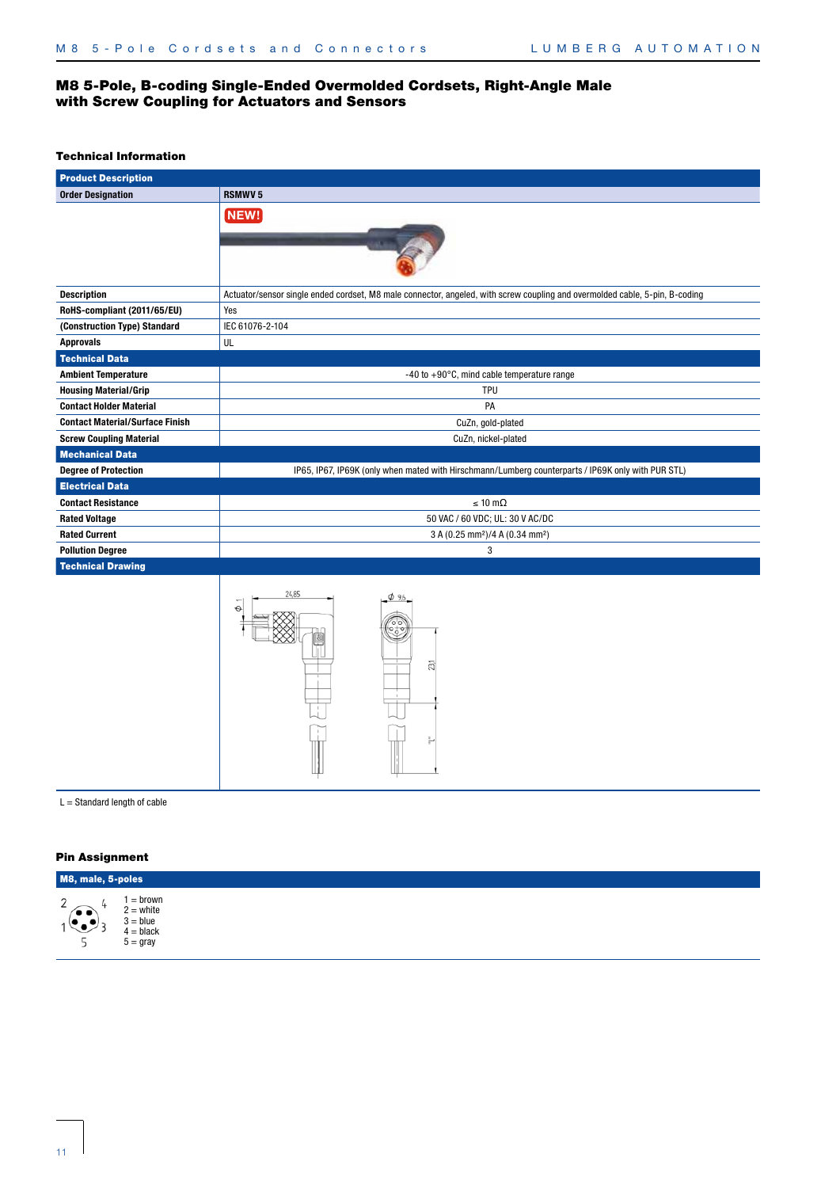# M8 5-Pole, B-coding Single-Ended Overmolded Cordsets, Right-Angle Male with Screw Coupling for Actuators and Sensors

## Technical Information

| Product Description | |
|---|---|
| **Order Designation** | **RSMWV 5** |
| | NEW! |
| **Description** | Actuator/sensor single ended cordset, M8 male connector, angeled, with screw coupling and overmolded cable, 5-pin, B-coding |
| **RoHS-compliant (2011/65/EU)** | Yes |
| **(Construction Type) Standard** | IEC 61076-2-104 |
| **Approvals** | UL |
| **Technical Data** | |
| **Ambient Temperature** | -40 to +90°C, mind cable temperature range |
| **Housing Material/Grip** | TPU |
| **Contact Holder Material** | PA |
| **Contact Material/Surface Finish** | CuZn, gold-plated |
| **Screw Coupling Material** | CuZn, nickel-plated |
| **Mechanical Data** | |
| **Degree of Protection** | IP65, IP67, IP69K (only when mated with Hirschmann/Lumberg counterparts / IP69K only with PUR STL) |
| **Electrical Data** | |
| **Contact Resistance** | ≤ 10 mΩ |
| **Rated Voltage** | 50 VAC / 60 VDC; UL: 30 V AC/DC |
| **Rated Current** | 3 A (0.25 mm²)/4 A (0.34 mm²) |
| **Pollution Degree** | 3 |
| **Technical Drawing** | |
| | 24,85; ⌀ 1; ⌀ 9,5; 23,1; "L" |

L = Standard length of cable

## Pin Assignment

**M8, male, 5-poles**

- 1 = brown
- 2 = white
- 3 = blue
- 4 = black
- 5 = gray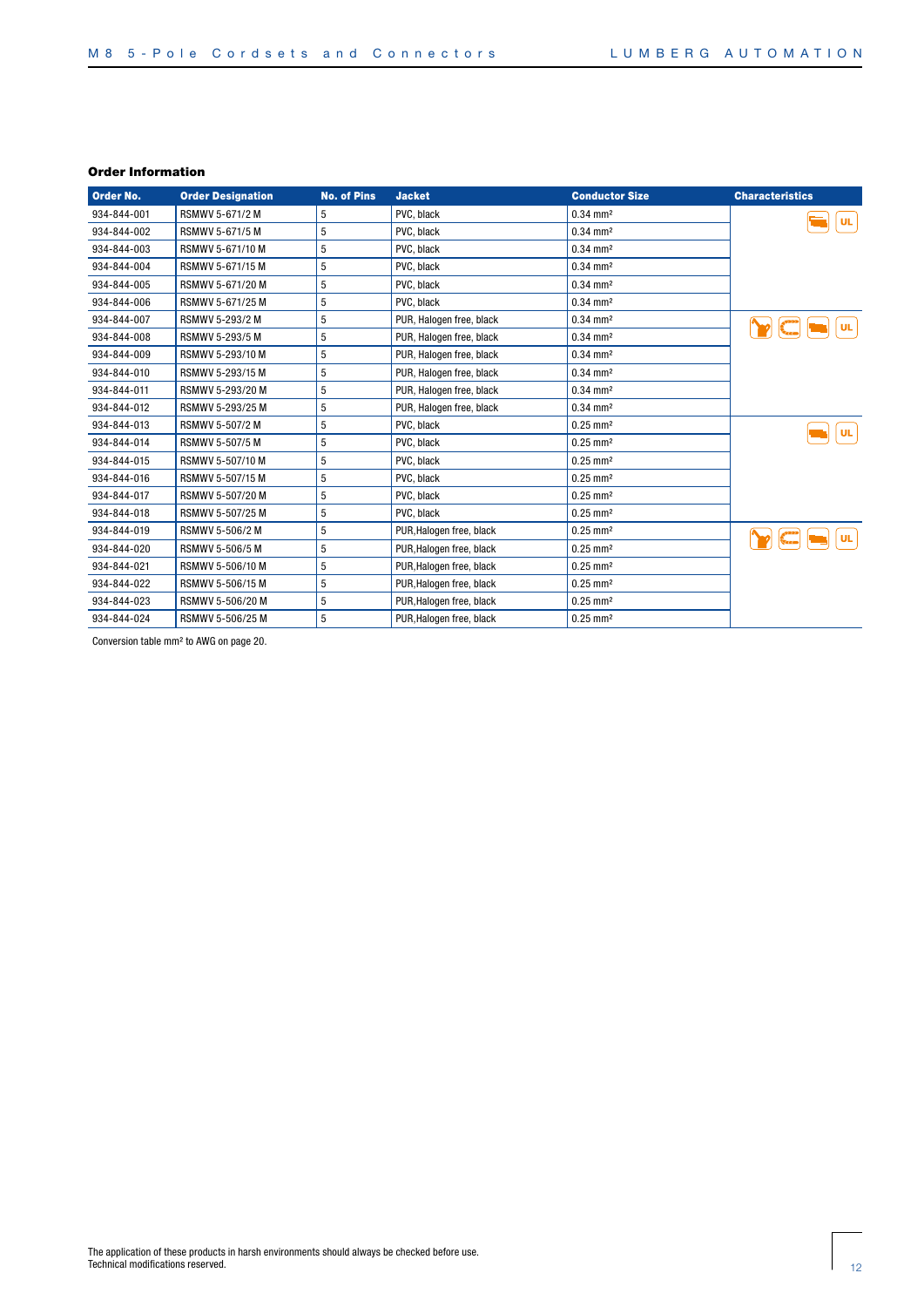### Order Information

| Order No. | Order Designation | No. of Pins | Jacket | Conductor Size | Characteristics |
|---|---|---|---|---|---|
| 934-844-001 | RSMWV 5-671/2 M | 5 | PVC, black | 0.34 mm² | UL |
| 934-844-002 | RSMWV 5-671/5 M | 5 | PVC, black | 0.34 mm² | |
| 934-844-003 | RSMWV 5-671/10 M | 5 | PVC, black | 0.34 mm² | |
| 934-844-004 | RSMWV 5-671/15 M | 5 | PVC, black | 0.34 mm² | |
| 934-844-005 | RSMWV 5-671/20 M | 5 | PVC, black | 0.34 mm² | |
| 934-844-006 | RSMWV 5-671/25 M | 5 | PVC, black | 0.34 mm² | |
| 934-844-007 | RSMWV 5-293/2 M | 5 | PUR, Halogen free, black | 0.34 mm² | UL |
| 934-844-008 | RSMWV 5-293/5 M | 5 | PUR, Halogen free, black | 0.34 mm² | |
| 934-844-009 | RSMWV 5-293/10 M | 5 | PUR, Halogen free, black | 0.34 mm² | |
| 934-844-010 | RSMWV 5-293/15 M | 5 | PUR, Halogen free, black | 0.34 mm² | |
| 934-844-011 | RSMWV 5-293/20 M | 5 | PUR, Halogen free, black | 0.34 mm² | |
| 934-844-012 | RSMWV 5-293/25 M | 5 | PUR, Halogen free, black | 0.34 mm² | |
| 934-844-013 | RSMWV 5-507/2 M | 5 | PVC, black | 0.25 mm² | UL |
| 934-844-014 | RSMWV 5-507/5 M | 5 | PVC, black | 0.25 mm² | |
| 934-844-015 | RSMWV 5-507/10 M | 5 | PVC, black | 0.25 mm² | |
| 934-844-016 | RSMWV 5-507/15 M | 5 | PVC, black | 0.25 mm² | |
| 934-844-017 | RSMWV 5-507/20 M | 5 | PVC, black | 0.25 mm² | |
| 934-844-018 | RSMWV 5-507/25 M | 5 | PVC, black | 0.25 mm² | |
| 934-844-019 | RSMWV 5-506/2 M | 5 | PUR,Halogen free, black | 0.25 mm² | UL |
| 934-844-020 | RSMWV 5-506/5 M | 5 | PUR,Halogen free, black | 0.25 mm² | |
| 934-844-021 | RSMWV 5-506/10 M | 5 | PUR,Halogen free, black | 0.25 mm² | |
| 934-844-022 | RSMWV 5-506/15 M | 5 | PUR,Halogen free, black | 0.25 mm² | |
| 934-844-023 | RSMWV 5-506/20 M | 5 | PUR,Halogen free, black | 0.25 mm² | |
| 934-844-024 | RSMWV 5-506/25 M | 5 | PUR,Halogen free, black | 0.25 mm² | |

Conversion table mm² to AWG on page 20.

The application of these products in harsh environments should always be checked before use.
Technical modifications reserved.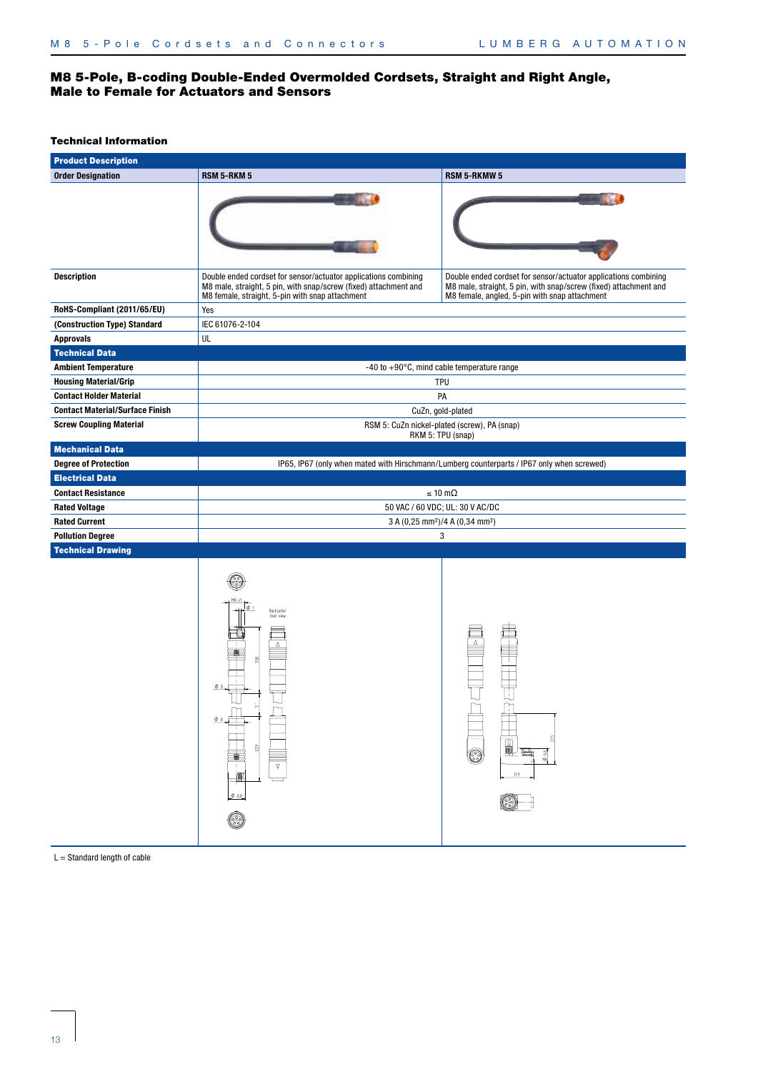## M8 5-Pole, B-coding Double-Ended Overmolded Cordsets, Straight and Right Angle, Male to Female for Actuators and Sensors

### Technical Information

| Product Description | | |
|---|---|---|
| **Order Designation** | **RSM 5-RKM 5** | **RSM 5-RKMW 5** |
| | | |
| **Description** | Double ended cordset for sensor/actuator applications combining M8 male, straight, 5 pin, with snap/screw (fixed) attachment and M8 female, straight, 5-pin with snap attachment | Double ended cordset for sensor/actuator applications combining M8 male, straight, 5 pin, with snap/screw (fixed) attachment and M8 female, angled, 5-pin with snap attachment |
| **RoHS-Compliant (2011/65/EU)** | Yes | |
| **(Construction Type) Standard** | IEC 61076-2-104 | |
| **Approvals** | UL | |
| **Technical Data** | | |
| **Ambient Temperature** | -40 to +90°C, mind cable temperature range | |
| **Housing Material/Grip** | TPU | |
| **Contact Holder Material** | PA | |
| **Contact Material/Surface Finish** | CuZn, gold-plated | |
| **Screw Coupling Material** | RSM 5: CuZn nickel-plated (screw), PA (snap)<br>RKM 5: TPU (snap) | |
| **Mechanical Data** | | |
| **Degree of Protection** | IP65, IP67 (only when mated with Hirschmann/Lumberg counterparts / IP67 only when screwed) | |
| **Electrical Data** | | |
| **Contact Resistance** | ≤ 10 mΩ | |
| **Rated Voltage** | 50 VAC / 60 VDC; UL: 30 V AC/DC | |
| **Rated Current** | 3 A (0,25 mm²)/4 A (0,34 mm²) | |
| **Pollution Degree** | 3 | |
| **Technical Drawing** | | |

L = Standard length of cable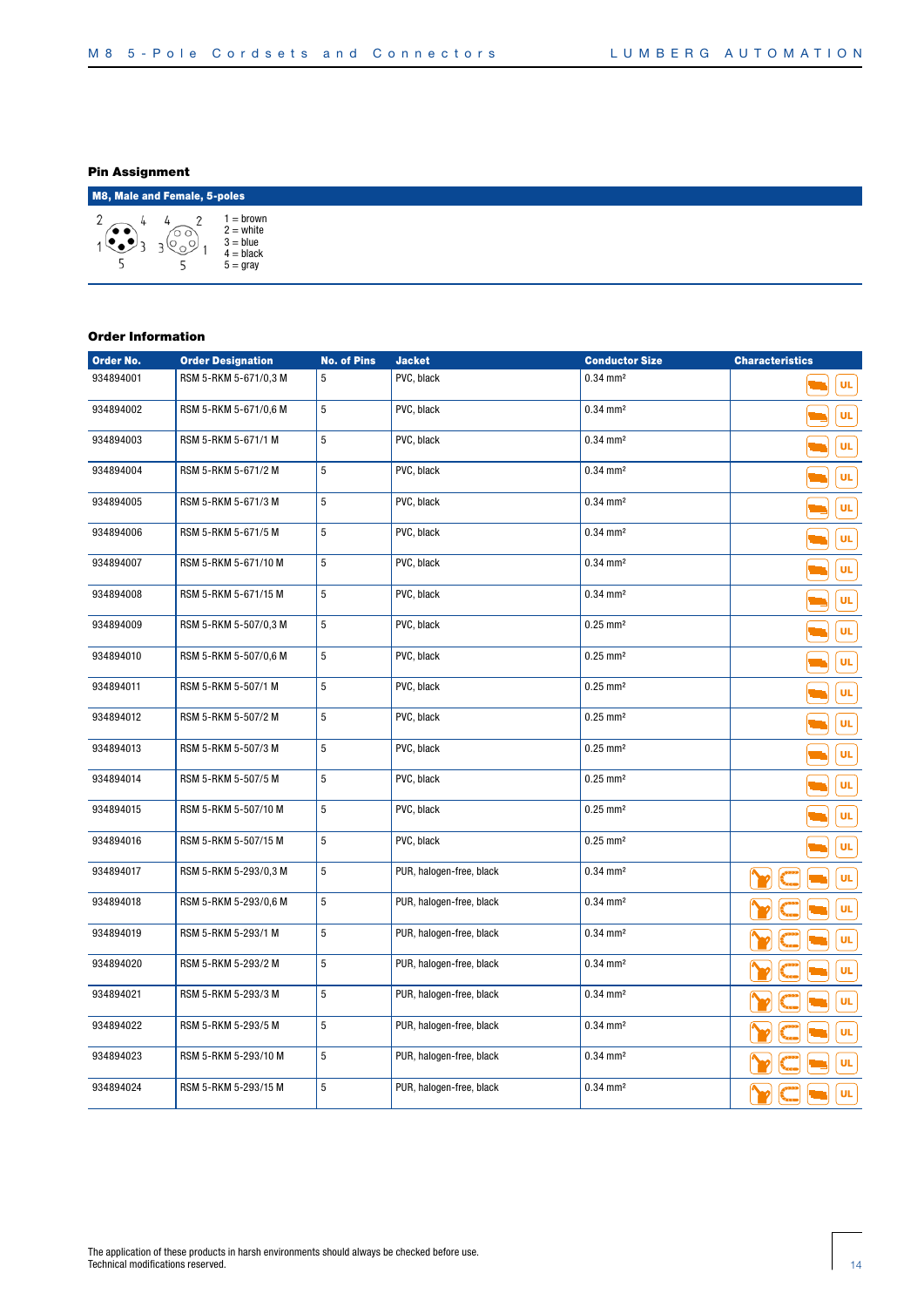## Pin Assignment

**M8, Male and Female, 5-poles**

1 = brown
2 = white
3 = blue
4 = black
5 = gray

## Order Information

| Order No. | Order Designation | No. of Pins | Jacket | Conductor Size | Characteristics |
|---|---|---|---|---|---|
| 934894001 | RSM 5-RKM 5-671/0,3 M | 5 | PVC, black | 0.34 mm² | UL |
| 934894002 | RSM 5-RKM 5-671/0,6 M | 5 | PVC, black | 0.34 mm² | UL |
| 934894003 | RSM 5-RKM 5-671/1 M | 5 | PVC, black | 0.34 mm² | UL |
| 934894004 | RSM 5-RKM 5-671/2 M | 5 | PVC, black | 0.34 mm² | UL |
| 934894005 | RSM 5-RKM 5-671/3 M | 5 | PVC, black | 0.34 mm² | UL |
| 934894006 | RSM 5-RKM 5-671/5 M | 5 | PVC, black | 0.34 mm² | UL |
| 934894007 | RSM 5-RKM 5-671/10 M | 5 | PVC, black | 0.34 mm² | UL |
| 934894008 | RSM 5-RKM 5-671/15 M | 5 | PVC, black | 0.34 mm² | UL |
| 934894009 | RSM 5-RKM 5-507/0,3 M | 5 | PVC, black | 0.25 mm² | UL |
| 934894010 | RSM 5-RKM 5-507/0,6 M | 5 | PVC, black | 0.25 mm² | UL |
| 934894011 | RSM 5-RKM 5-507/1 M | 5 | PVC, black | 0.25 mm² | UL |
| 934894012 | RSM 5-RKM 5-507/2 M | 5 | PVC, black | 0.25 mm² | UL |
| 934894013 | RSM 5-RKM 5-507/3 M | 5 | PVC, black | 0.25 mm² | UL |
| 934894014 | RSM 5-RKM 5-507/5 M | 5 | PVC, black | 0.25 mm² | UL |
| 934894015 | RSM 5-RKM 5-507/10 M | 5 | PVC, black | 0.25 mm² | UL |
| 934894016 | RSM 5-RKM 5-507/15 M | 5 | PVC, black | 0.25 mm² | UL |
| 934894017 | RSM 5-RKM 5-293/0,3 M | 5 | PUR, halogen-free, black | 0.34 mm² | UL |
| 934894018 | RSM 5-RKM 5-293/0,6 M | 5 | PUR, halogen-free, black | 0.34 mm² | UL |
| 934894019 | RSM 5-RKM 5-293/1 M | 5 | PUR, halogen-free, black | 0.34 mm² | UL |
| 934894020 | RSM 5-RKM 5-293/2 M | 5 | PUR, halogen-free, black | 0.34 mm² | UL |
| 934894021 | RSM 5-RKM 5-293/3 M | 5 | PUR, halogen-free, black | 0.34 mm² | UL |
| 934894022 | RSM 5-RKM 5-293/5 M | 5 | PUR, halogen-free, black | 0.34 mm² | UL |
| 934894023 | RSM 5-RKM 5-293/10 M | 5 | PUR, halogen-free, black | 0.34 mm² | UL |
| 934894024 | RSM 5-RKM 5-293/15 M | 5 | PUR, halogen-free, black | 0.34 mm² | UL |

The application of these products in harsh environments should always be checked before use.
Technical modifications reserved.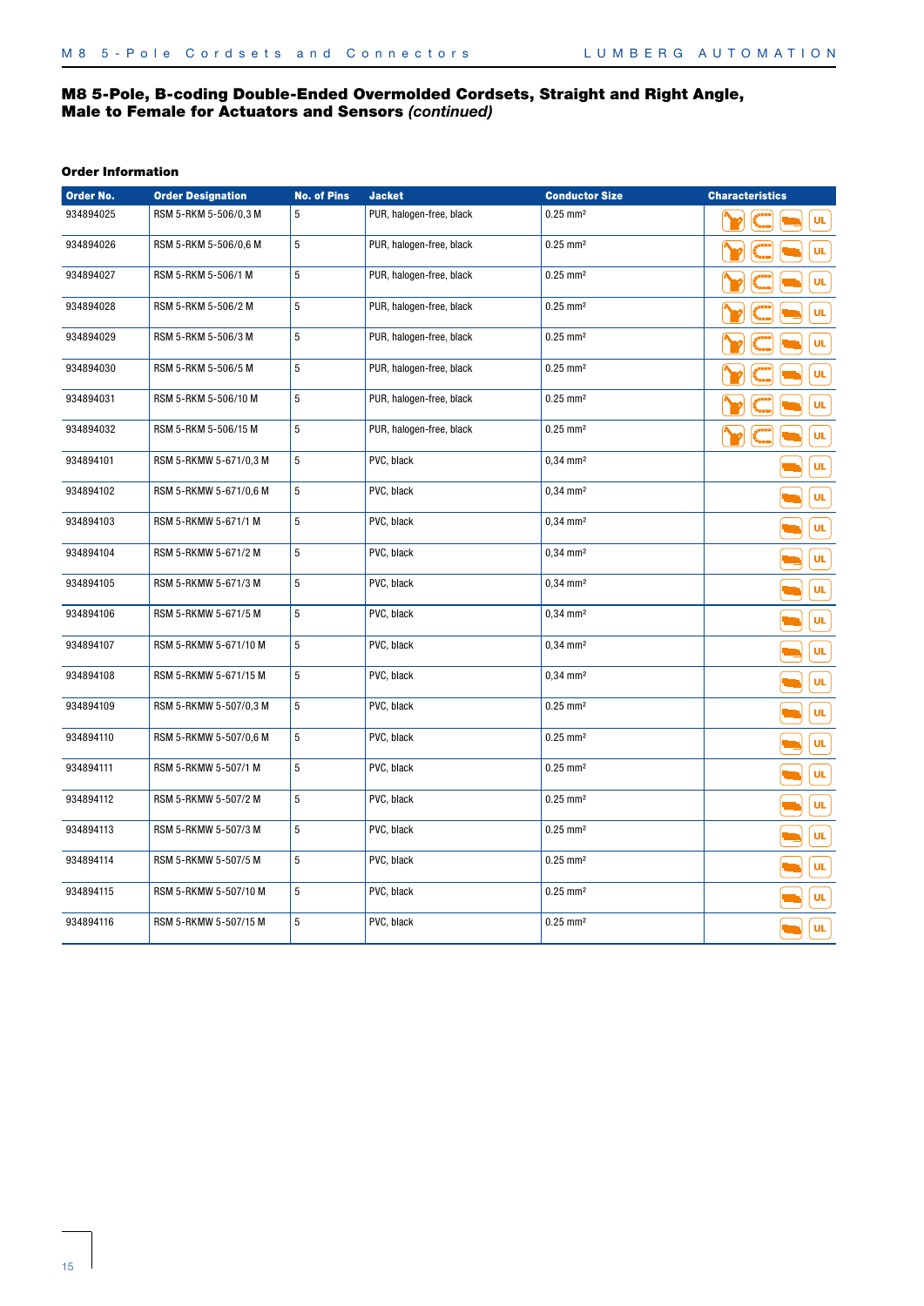## M8 5-Pole, B-coding Double-Ended Overmolded Cordsets, Straight and Right Angle, Male to Female for Actuators and Sensors *(continued)*

### Order Information

| Order No. | Order Designation | No. of Pins | Jacket | Conductor Size | Characteristics |
|---|---|---|---|---|---|
| 934894025 | RSM 5-RKM 5-506/0,3 M | 5 | PUR, halogen-free, black | 0.25 mm² | UL |
| 934894026 | RSM 5-RKM 5-506/0,6 M | 5 | PUR, halogen-free, black | 0.25 mm² | UL |
| 934894027 | RSM 5-RKM 5-506/1 M | 5 | PUR, halogen-free, black | 0.25 mm² | UL |
| 934894028 | RSM 5-RKM 5-506/2 M | 5 | PUR, halogen-free, black | 0.25 mm² | UL |
| 934894029 | RSM 5-RKM 5-506/3 M | 5 | PUR, halogen-free, black | 0.25 mm² | UL |
| 934894030 | RSM 5-RKM 5-506/5 M | 5 | PUR, halogen-free, black | 0.25 mm² | UL |
| 934894031 | RSM 5-RKM 5-506/10 M | 5 | PUR, halogen-free, black | 0.25 mm² | UL |
| 934894032 | RSM 5-RKM 5-506/15 M | 5 | PUR, halogen-free, black | 0.25 mm² | UL |
| 934894101 | RSM 5-RKMW 5-671/0,3 M | 5 | PVC, black | 0,34 mm² | UL |
| 934894102 | RSM 5-RKMW 5-671/0,6 M | 5 | PVC, black | 0,34 mm² | UL |
| 934894103 | RSM 5-RKMW 5-671/1 M | 5 | PVC, black | 0,34 mm² | UL |
| 934894104 | RSM 5-RKMW 5-671/2 M | 5 | PVC, black | 0,34 mm² | UL |
| 934894105 | RSM 5-RKMW 5-671/3 M | 5 | PVC, black | 0,34 mm² | UL |
| 934894106 | RSM 5-RKMW 5-671/5 M | 5 | PVC, black | 0,34 mm² | UL |
| 934894107 | RSM 5-RKMW 5-671/10 M | 5 | PVC, black | 0,34 mm² | UL |
| 934894108 | RSM 5-RKMW 5-671/15 M | 5 | PVC, black | 0,34 mm² | UL |
| 934894109 | RSM 5-RKMW 5-507/0,3 M | 5 | PVC, black | 0.25 mm² | UL |
| 934894110 | RSM 5-RKMW 5-507/0,6 M | 5 | PVC, black | 0.25 mm² | UL |
| 934894111 | RSM 5-RKMW 5-507/1 M | 5 | PVC, black | 0.25 mm² | UL |
| 934894112 | RSM 5-RKMW 5-507/2 M | 5 | PVC, black | 0.25 mm² | UL |
| 934894113 | RSM 5-RKMW 5-507/3 M | 5 | PVC, black | 0.25 mm² | UL |
| 934894114 | RSM 5-RKMW 5-507/5 M | 5 | PVC, black | 0.25 mm² | UL |
| 934894115 | RSM 5-RKMW 5-507/10 M | 5 | PVC, black | 0.25 mm² | UL |
| 934894116 | RSM 5-RKMW 5-507/15 M | 5 | PVC, black | 0.25 mm² | UL |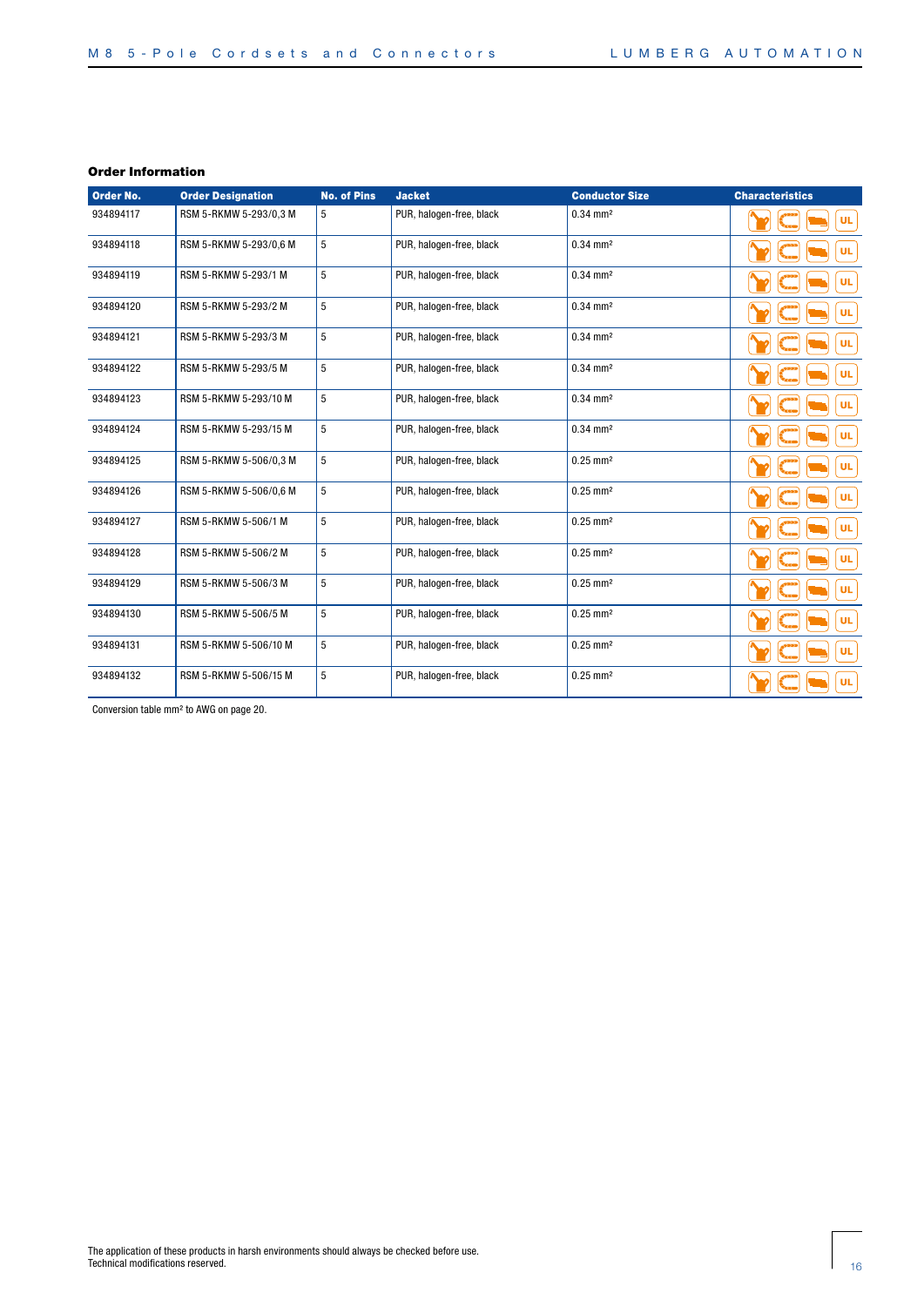### Order Information

| Order No. | Order Designation | No. of Pins | Jacket | Conductor Size | Characteristics |
|---|---|---|---|---|---|
| 934894117 | RSM 5-RKMW 5-293/0,3 M | 5 | PUR, halogen-free, black | 0.34 mm² | UL |
| 934894118 | RSM 5-RKMW 5-293/0,6 M | 5 | PUR, halogen-free, black | 0.34 mm² | UL |
| 934894119 | RSM 5-RKMW 5-293/1 M | 5 | PUR, halogen-free, black | 0.34 mm² | UL |
| 934894120 | RSM 5-RKMW 5-293/2 M | 5 | PUR, halogen-free, black | 0.34 mm² | UL |
| 934894121 | RSM 5-RKMW 5-293/3 M | 5 | PUR, halogen-free, black | 0.34 mm² | UL |
| 934894122 | RSM 5-RKMW 5-293/5 M | 5 | PUR, halogen-free, black | 0.34 mm² | UL |
| 934894123 | RSM 5-RKMW 5-293/10 M | 5 | PUR, halogen-free, black | 0.34 mm² | UL |
| 934894124 | RSM 5-RKMW 5-293/15 M | 5 | PUR, halogen-free, black | 0.34 mm² | UL |
| 934894125 | RSM 5-RKMW 5-506/0,3 M | 5 | PUR, halogen-free, black | 0.25 mm² | UL |
| 934894126 | RSM 5-RKMW 5-506/0,6 M | 5 | PUR, halogen-free, black | 0.25 mm² | UL |
| 934894127 | RSM 5-RKMW 5-506/1 M | 5 | PUR, halogen-free, black | 0.25 mm² | UL |
| 934894128 | RSM 5-RKMW 5-506/2 M | 5 | PUR, halogen-free, black | 0.25 mm² | UL |
| 934894129 | RSM 5-RKMW 5-506/3 M | 5 | PUR, halogen-free, black | 0.25 mm² | UL |
| 934894130 | RSM 5-RKMW 5-506/5 M | 5 | PUR, halogen-free, black | 0.25 mm² | UL |
| 934894131 | RSM 5-RKMW 5-506/10 M | 5 | PUR, halogen-free, black | 0.25 mm² | UL |
| 934894132 | RSM 5-RKMW 5-506/15 M | 5 | PUR, halogen-free, black | 0.25 mm² | UL |

Conversion table mm² to AWG on page 20.

The application of these products in harsh environments should always be checked before use.
Technical modifications reserved.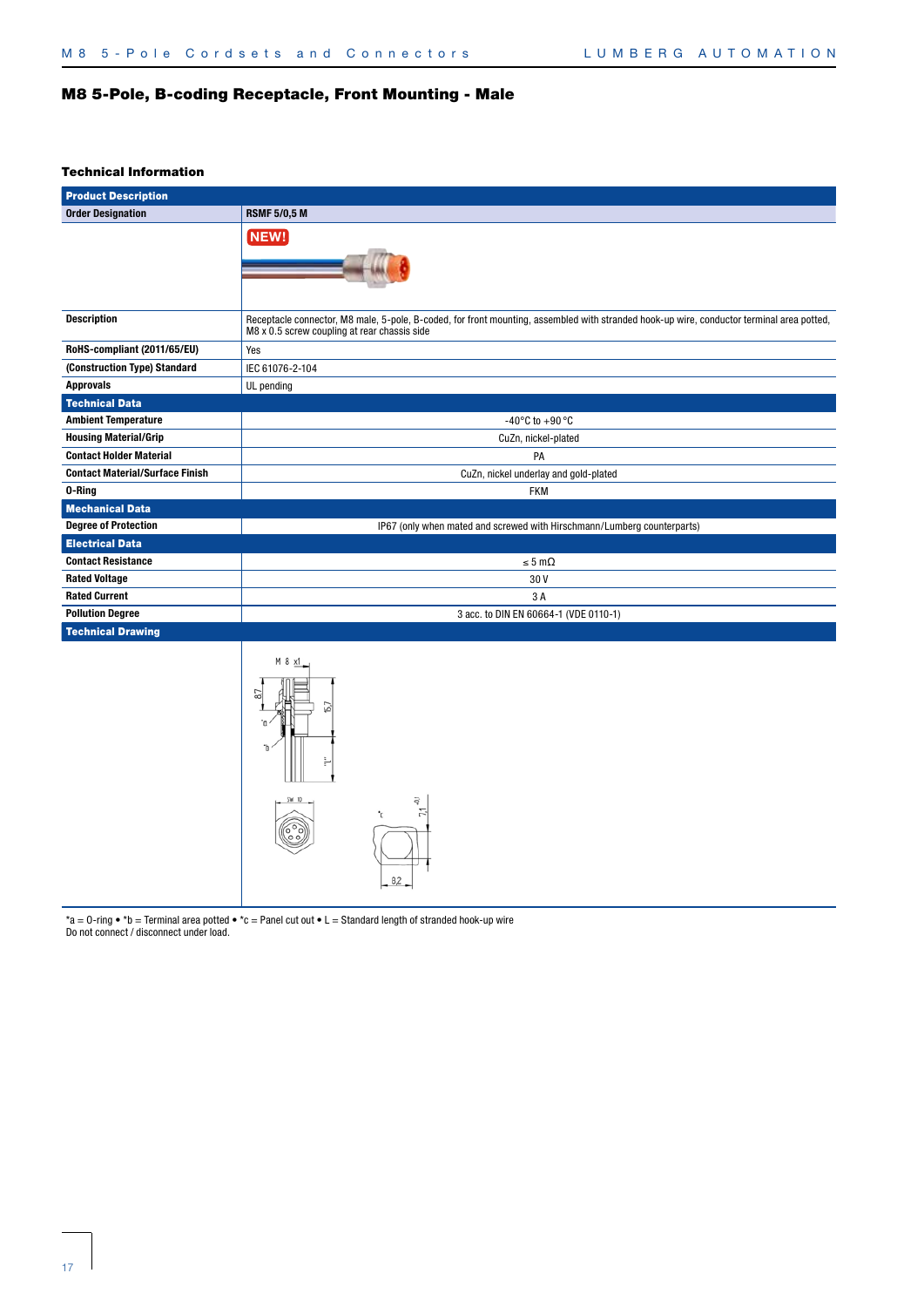# M8 5-Pole, B-coding Receptacle, Front Mounting - Male

### Technical Information

| Product Description | |
|---|---|
| **Order Designation** | **RSMF 5/0,5 M** |
| | NEW! |
| **Description** | Receptacle connector, M8 male, 5-pole, B-coded, for front mounting, assembled with stranded hook-up wire, conductor terminal area potted, M8 x 0.5 screw coupling at rear chassis side |
| **RoHS-compliant (2011/65/EU)** | Yes |
| **(Construction Type) Standard** | IEC 61076-2-104 |
| **Approvals** | UL pending |
| **Technical Data** | |
| **Ambient Temperature** | -40 °C to +90 °C |
| **Housing Material/Grip** | CuZn, nickel-plated |
| **Contact Holder Material** | PA |
| **Contact Material/Surface Finish** | CuZn, nickel underlay and gold-plated |
| **O-Ring** | FKM |
| **Mechanical Data** | |
| **Degree of Protection** | IP67 (only when mated and screwed with Hirschmann/Lumberg counterparts) |
| **Electrical Data** | |
| **Contact Resistance** | ≤ 5 mΩ |
| **Rated Voltage** | 30 V |
| **Rated Current** | 3 A |
| **Pollution Degree** | 3 acc. to DIN EN 60664-1 (VDE 0110-1) |
| **Technical Drawing** | |

*a = O-ring • *b = Terminal area potted • *c = Panel cut out • L = Standard length of stranded hook-up wire
Do not connect / disconnect under load.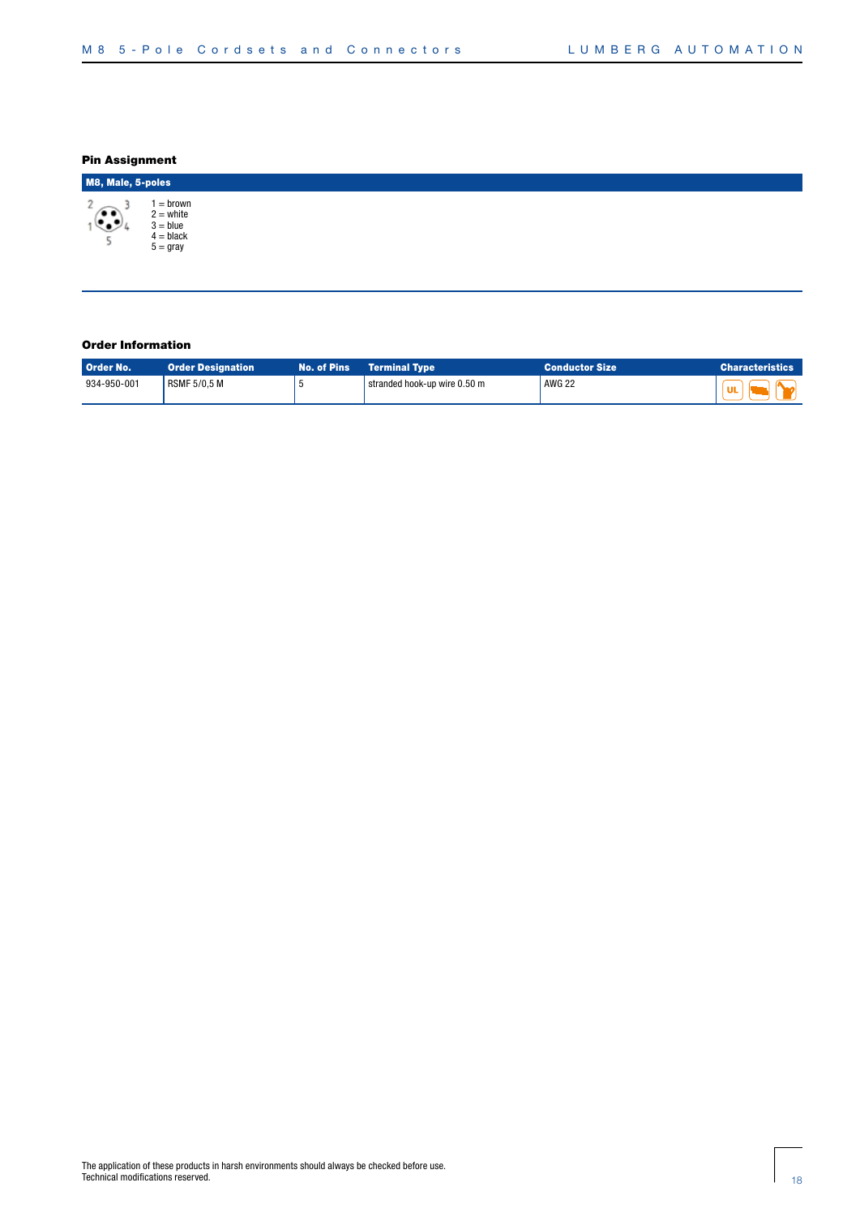## Pin Assignment

**M8, Male, 5-poles**

1 = brown
2 = white
3 = blue
4 = black
5 = gray

## Order Information

| Order No. | Order Designation | No. of Pins | Terminal Type | Conductor Size | Characteristics |
|---|---|---|---|---|---|
| 934-950-001 | RSMF 5/0,5 M | 5 | stranded hook-up wire 0.50 m | AWG 22 | UL |

The application of these products in harsh environments should always be checked before use.
Technical modifications reserved.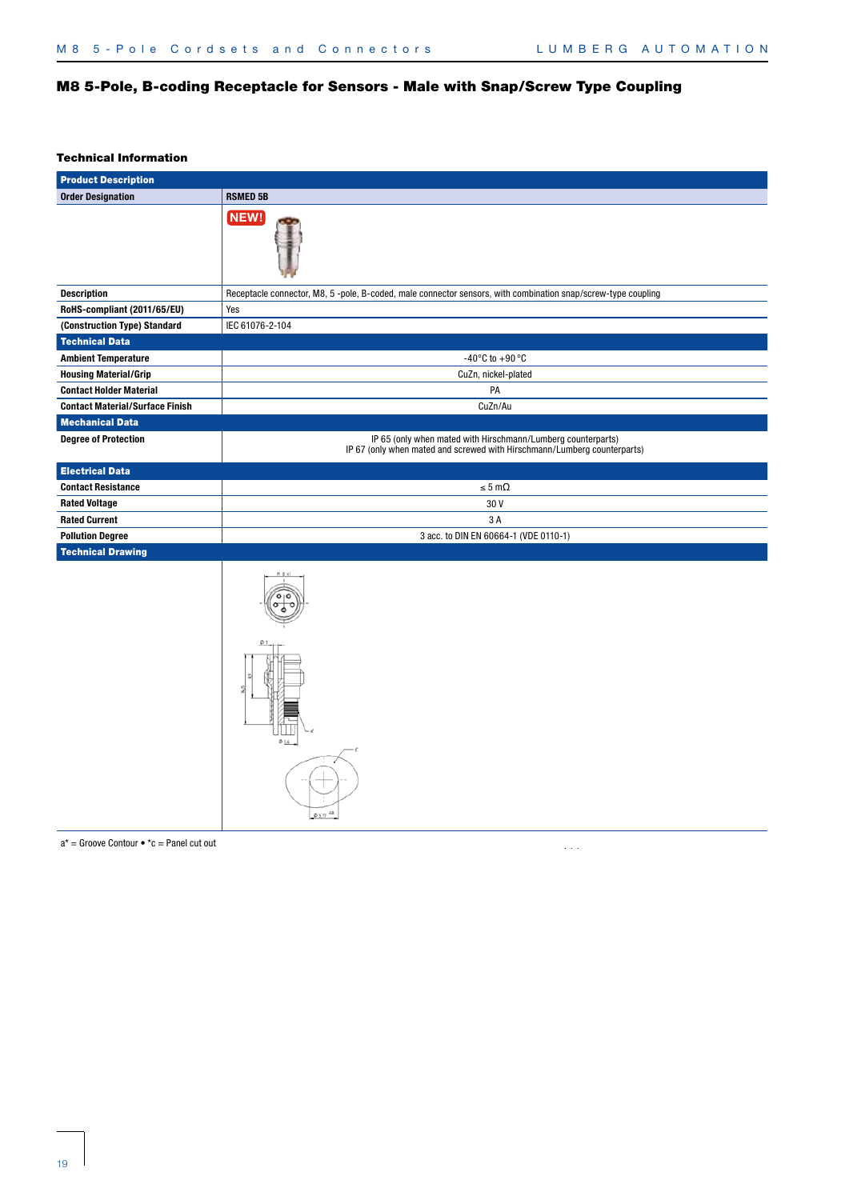# M8 5-Pole, B-coding Receptacle for Sensors - Male with Snap/Screw Type Coupling

## Technical Information

| Product Description | |
|---|---|
| **Order Designation** | **RSMED 5B** |
| | NEW! |
| **Description** | Receptacle connector, M8, 5 -pole, B-coded, male connector sensors, with combination snap/screw-type coupling |
| **RoHS-compliant (2011/65/EU)** | Yes |
| **(Construction Type) Standard** | IEC 61076-2-104 |
| **Technical Data** | |
| **Ambient Temperature** | -40°C to +90 °C |
| **Housing Material/Grip** | CuZn, nickel-plated |
| **Contact Holder Material** | PA |
| **Contact Material/Surface Finish** | CuZn/Au |
| **Mechanical Data** | |
| **Degree of Protection** | IP 65 (only when mated with Hirschmann/Lumberg counterparts)<br>IP 67 (only when mated and screwed with Hirschmann/Lumberg counterparts) |
| **Electrical Data** | |
| **Contact Resistance** | ≤ 5 mΩ |
| **Rated Voltage** | 30 V |
| **Rated Current** | 3 A |
| **Pollution Degree** | 3 acc. to DIN EN 60664-1 (VDE 0110-1) |
| **Technical Drawing** | |

a* = Groove Contour • *c = Panel cut out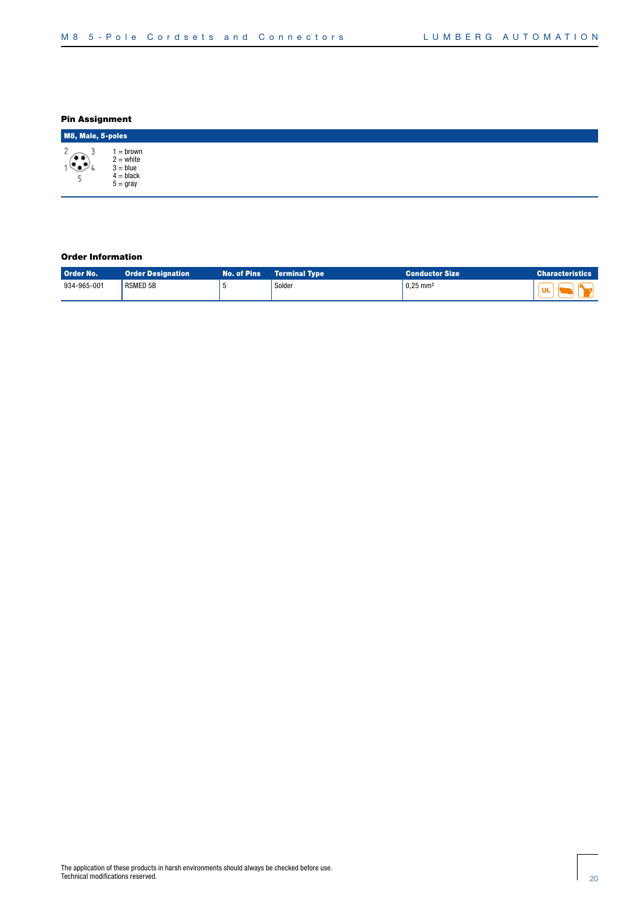## Pin Assignment

| M8, Male, 5-poles |
|---|
| 1 = brown<br>2 = white<br>3 = blue<br>4 = black<br>5 = gray |

## Order Information

| Order No. | Order Designation | No. of Pins | Terminal Type | Conductor Size | Characteristics |
|---|---|---|---|---|---|
| 934-965-001 | RSMED 5B | 5 | Solder | 0,25 mm² | UL |

The application of these products in harsh environments should always be checked before use.
Technical modifications reserved.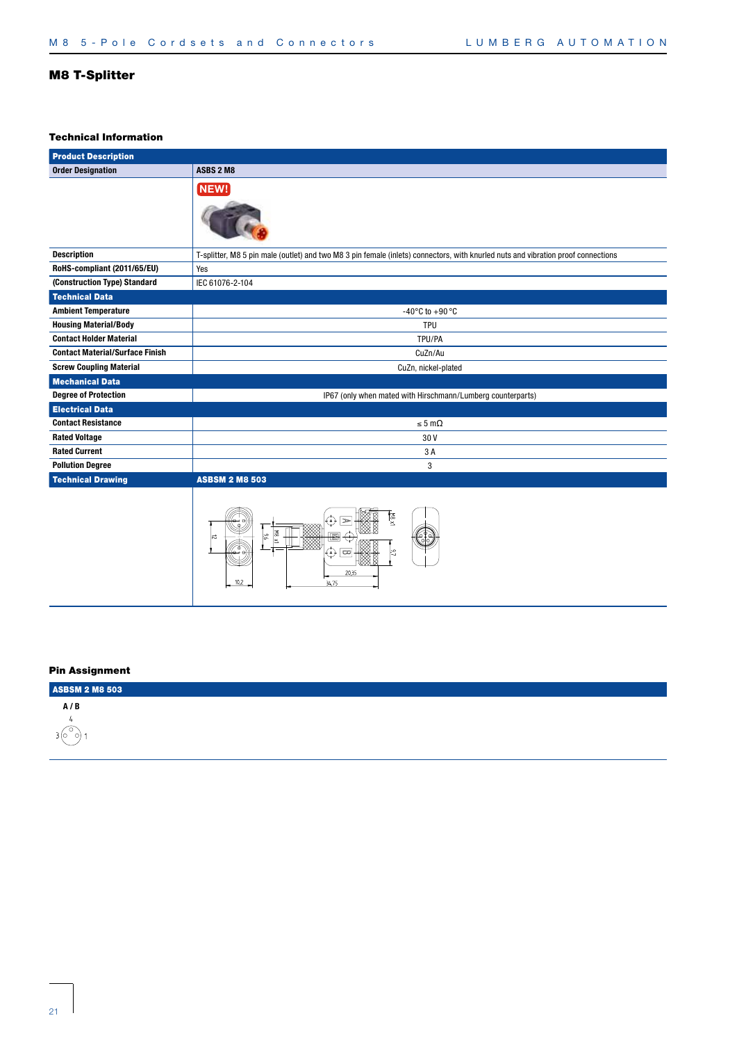# M8 T-Splitter

## Technical Information

| Product Description | |
|---|---|
| **Order Designation** | **ASBS 2 M8** |
| | NEW! |
| **Description** | T-splitter, M8 5 pin male (outlet) and two M8 3 pin female (inlets) connectors, with knurled nuts and vibration proof connections |
| **RoHS-compliant (2011/65/EU)** | Yes |
| **(Construction Type) Standard** | IEC 61076-2-104 |
| **Technical Data** | |
| **Ambient Temperature** | -40°C to +90°C |
| **Housing Material/Body** | TPU |
| **Contact Holder Material** | TPU/PA |
| **Contact Material/Surface Finish** | CuZn/Au |
| **Screw Coupling Material** | CuZn, nickel-plated |
| **Mechanical Data** | |
| **Degree of Protection** | IP67 (only when mated with Hirschmann/Lumberg counterparts) |
| **Electrical Data** | |
| **Contact Resistance** | ≤ 5 mΩ |
| **Rated Voltage** | 30 V |
| **Rated Current** | 3 A |
| **Pollution Degree** | 3 |
| **Technical Drawing** | **ASBSM 2 M8 503** |
| | 12, 10,2, 9,6, M8 x1, 20,35, 34,75, 9,7, A, B |

## Pin Assignment

**ASBSM 2 M8 503**

**A / B**

4

3 1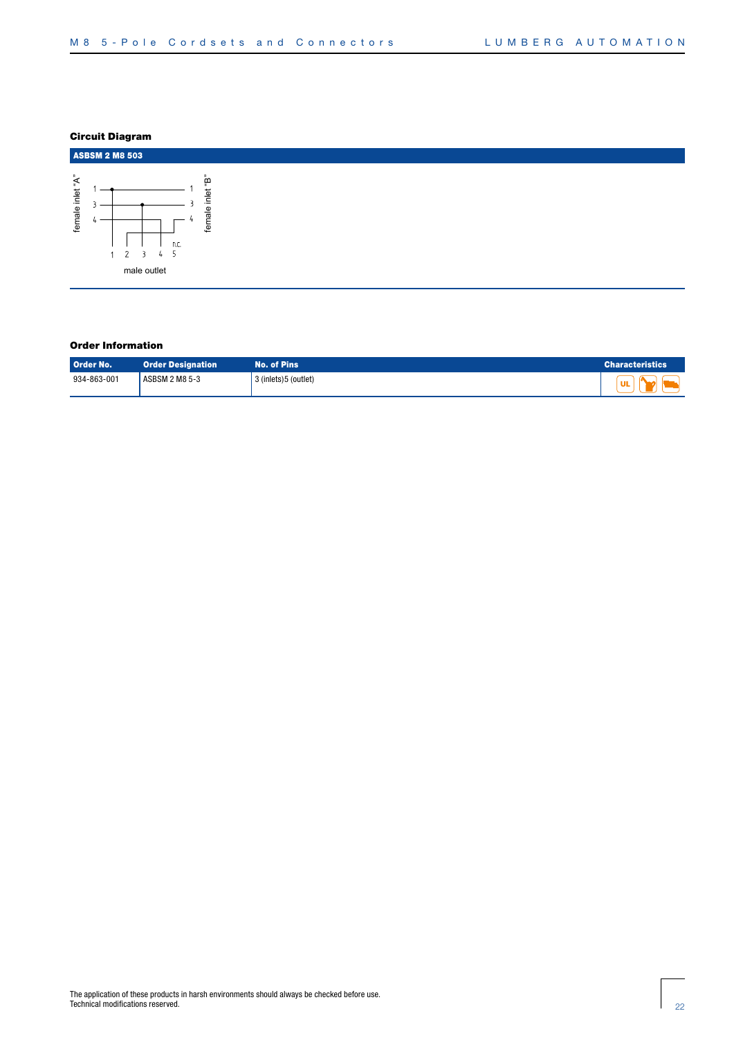## Circuit Diagram

**ASBSM 2 M8 503**

female inlet "A"

1
3
4

female inlet "B"

1
3
4

n.c.

1 2 3 4 5

male outlet

## Order Information

| Order No. | Order Designation | No. of Pins | Characteristics |
| --- | --- | --- | --- |
| 934-863-001 | ASBSM 2 M8 5-3 | 3 (inlets)5 (outlet) | UL |

The application of these products in harsh environments should always be checked before use.
Technical modifications reserved.